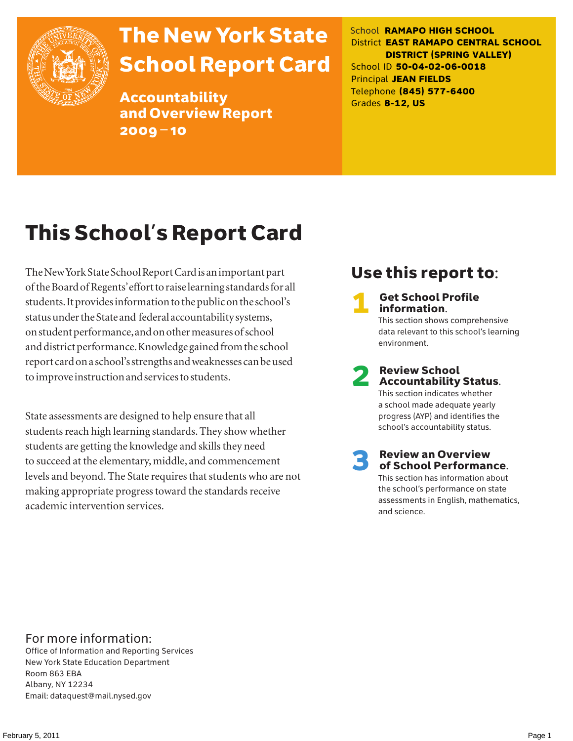# The New York State School Report Card

## Accountability and Overview Report 2009–10

School **RAMAPO HIGH SCHOOL**
District **EAST RAMAPO CENTRAL SCHOOL DISTRICT (SPRING VALLEY)**
School ID **50-04-02-06-0018**
Principal **JEAN FIELDS**
Telephone **(845) 577-6400**
Grades **8-12, US**

# This School's Report Card

The New York State School Report Card is an important part of the Board of Regents' effort to raise learning standards for all students. It provides information to the public on the school's status under the State and federal accountability systems, on student performance, and on other measures of school and district performance. Knowledge gained from the school report card on a school's strengths and weaknesses can be used to improve instruction and services to students.

State assessments are designed to help ensure that all students reach high learning standards. They show whether students are getting the knowledge and skills they need to succeed at the elementary, middle, and commencement levels and beyond. The State requires that students who are not making appropriate progress toward the standards receive academic intervention services.

## Use this report to:

**1 Get School Profile information.**
This section shows comprehensive data relevant to this school's learning environment.

**2 Review School Accountability Status.**
This section indicates whether a school made adequate yearly progress (AYP) and identifies the school's accountability status.

**3 Review an Overview of School Performance.**
This section has information about the school's performance on state assessments in English, mathematics, and science.

For more information:
Office of Information and Reporting Services
New York State Education Department
Room 863 EBA
Albany, NY 12234
Email: dataquest@mail.nysed.gov

February 5, 2011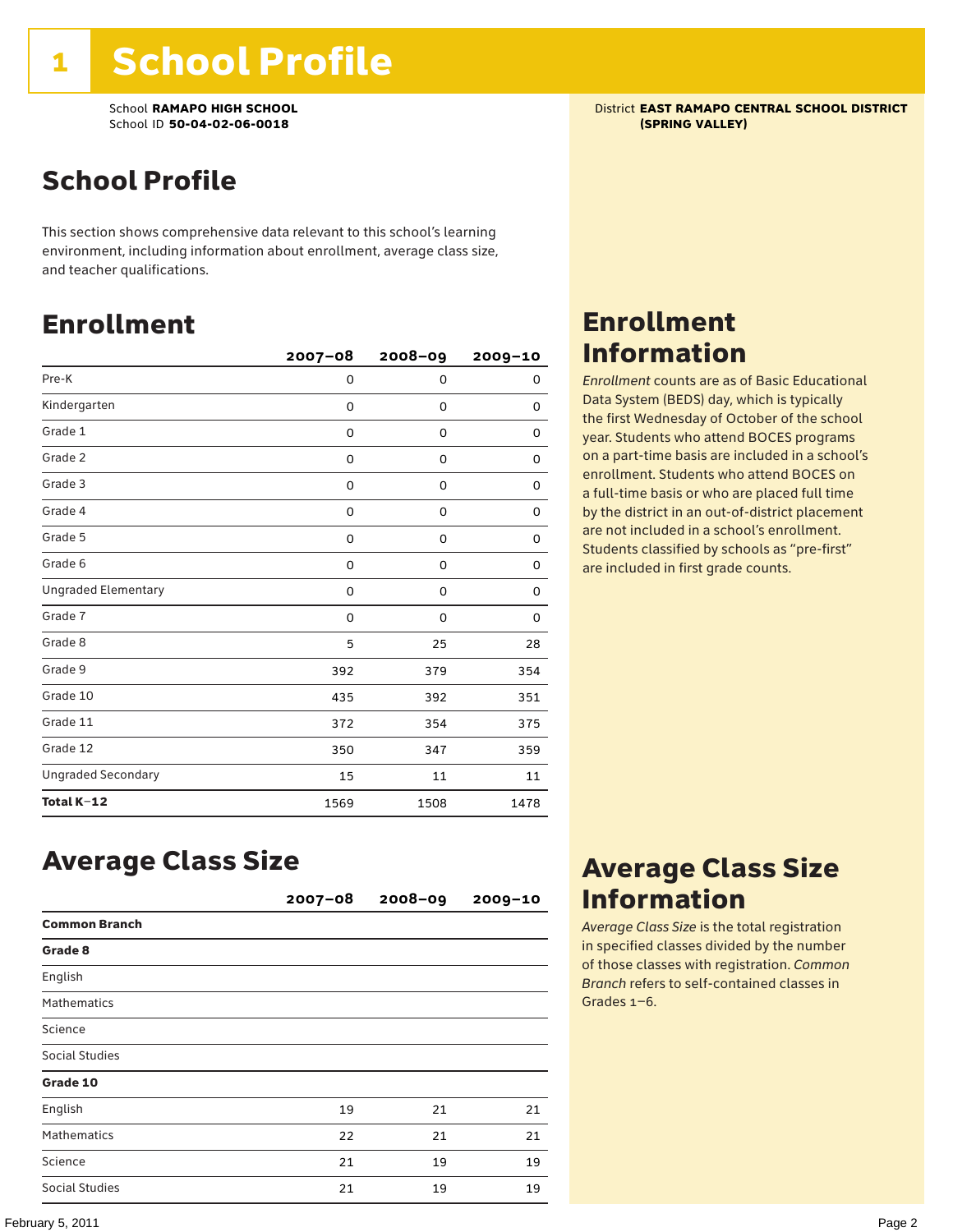# 1 School Profile

School **RAMAPO HIGH SCHOOL**
School ID **50-04-02-06-0018**

District **EAST RAMAPO CENTRAL SCHOOL DISTRICT (SPRING VALLEY)**

## School Profile

This section shows comprehensive data relevant to this school's learning environment, including information about enrollment, average class size, and teacher qualifications.

## Enrollment

| | 2007–08 | 2008–09 | 2009–10 |
|---|---|---|---|
| Pre-K | 0 | 0 | 0 |
| Kindergarten | 0 | 0 | 0 |
| Grade 1 | 0 | 0 | 0 |
| Grade 2 | 0 | 0 | 0 |
| Grade 3 | 0 | 0 | 0 |
| Grade 4 | 0 | 0 | 0 |
| Grade 5 | 0 | 0 | 0 |
| Grade 6 | 0 | 0 | 0 |
| Ungraded Elementary | 0 | 0 | 0 |
| Grade 7 | 0 | 0 | 0 |
| Grade 8 | 5 | 25 | 28 |
| Grade 9 | 392 | 379 | 354 |
| Grade 10 | 435 | 392 | 351 |
| Grade 11 | 372 | 354 | 375 |
| Grade 12 | 350 | 347 | 359 |
| Ungraded Secondary | 15 | 11 | 11 |
| **Total K–12** | 1569 | 1508 | 1478 |

## Enrollment Information

*Enrollment* counts are as of Basic Educational Data System (BEDS) day, which is typically the first Wednesday of October of the school year. Students who attend BOCES programs on a part-time basis are included in a school's enrollment. Students who attend BOCES on a full-time basis or who are placed full time by the district in an out-of-district placement are not included in a school's enrollment. Students classified by schools as "pre-first" are included in first grade counts.

## Average Class Size

| | 2007–08 | 2008–09 | 2009–10 |
|---|---|---|---|
| **Common Branch** | | | |
| **Grade 8** | | | |
| English | | | |
| Mathematics | | | |
| Science | | | |
| Social Studies | | | |
| **Grade 10** | | | |
| English | 19 | 21 | 21 |
| Mathematics | 22 | 21 | 21 |
| Science | 21 | 19 | 19 |
| Social Studies | 21 | 19 | 19 |

## Average Class Size Information

*Average Class Size* is the total registration in specified classes divided by the number of those classes with registration. *Common Branch* refers to self-contained classes in Grades 1–6.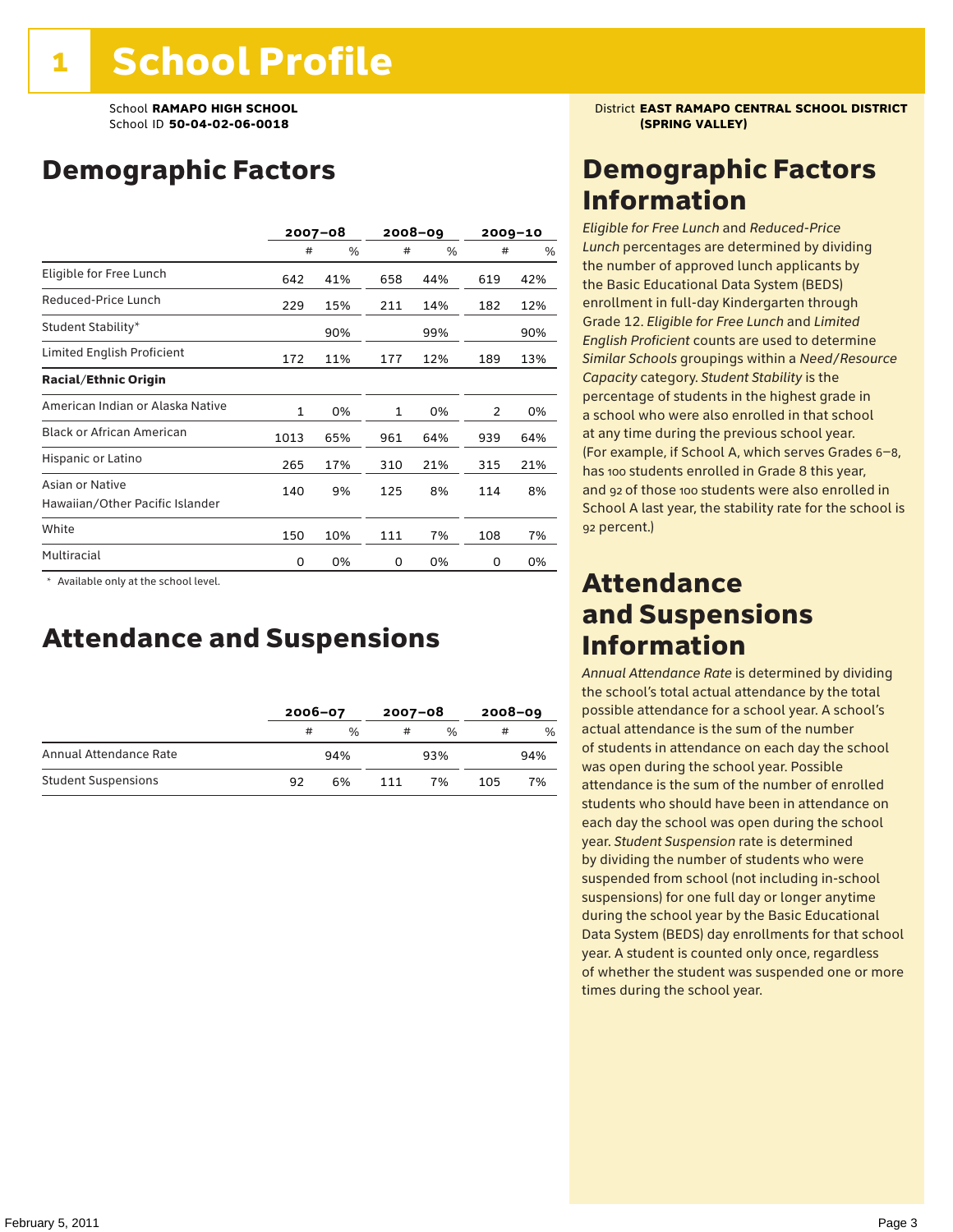# 1 School Profile

School **RAMAPO HIGH SCHOOL**
School ID **50-04-02-06-0018**

District **EAST RAMAPO CENTRAL SCHOOL DISTRICT (SPRING VALLEY)**

## Demographic Factors

| | 2007–08 | | 2008–09 | | 2009–10 | |
|---|---|---|---|---|---|---|
| | # | % | # | % | # | % |
| Eligible for Free Lunch | 642 | 41% | 658 | 44% | 619 | 42% |
| Reduced-Price Lunch | 229 | 15% | 211 | 14% | 182 | 12% |
| Student Stability* | | 90% | | 99% | | 90% |
| Limited English Proficient | 172 | 11% | 177 | 12% | 189 | 13% |
| **Racial/Ethnic Origin** | | | | | | |
| American Indian or Alaska Native | 1 | 0% | 1 | 0% | 2 | 0% |
| Black or African American | 1013 | 65% | 961 | 64% | 939 | 64% |
| Hispanic or Latino | 265 | 17% | 310 | 21% | 315 | 21% |
| Asian or Native Hawaiian/Other Pacific Islander | 140 | 9% | 125 | 8% | 114 | 8% |
| White | 150 | 10% | 111 | 7% | 108 | 7% |
| Multiracial | 0 | 0% | 0 | 0% | 0 | 0% |

\* Available only at the school level.

## Attendance and Suspensions

| | 2006–07 | | 2007–08 | | 2008–09 | |
|---|---|---|---|---|---|---|
| | # | % | # | % | # | % |
| Annual Attendance Rate | | 94% | | 93% | | 94% |
| Student Suspensions | 92 | 6% | 111 | 7% | 105 | 7% |

## Demographic Factors Information

*Eligible for Free Lunch* and *Reduced-Price Lunch* percentages are determined by dividing the number of approved lunch applicants by the Basic Educational Data System (BEDS) enrollment in full-day Kindergarten through Grade 12. *Eligible for Free Lunch* and *Limited English Proficient* counts are used to determine *Similar Schools* groupings within a *Need/Resource Capacity* category. *Student Stability* is the percentage of students in the highest grade in a school who were also enrolled in that school at any time during the previous school year. (For example, if School A, which serves Grades 6–8, has 100 students enrolled in Grade 8 this year, and 92 of those 100 students were also enrolled in School A last year, the stability rate for the school is 92 percent.)

## Attendance and Suspensions Information

*Annual Attendance Rate* is determined by dividing the school's total actual attendance by the total possible attendance for a school year. A school's actual attendance is the sum of the number of students in attendance on each day the school was open during the school year. Possible attendance is the sum of the number of enrolled students who should have been in attendance on each day the school was open during the school year. *Student Suspension* rate is determined by dividing the number of students who were suspended from school (not including in-school suspensions) for one full day or longer anytime during the school year by the Basic Educational Data System (BEDS) day enrollments for that school year. A student is counted only once, regardless of whether the student was suspended one or more times during the school year.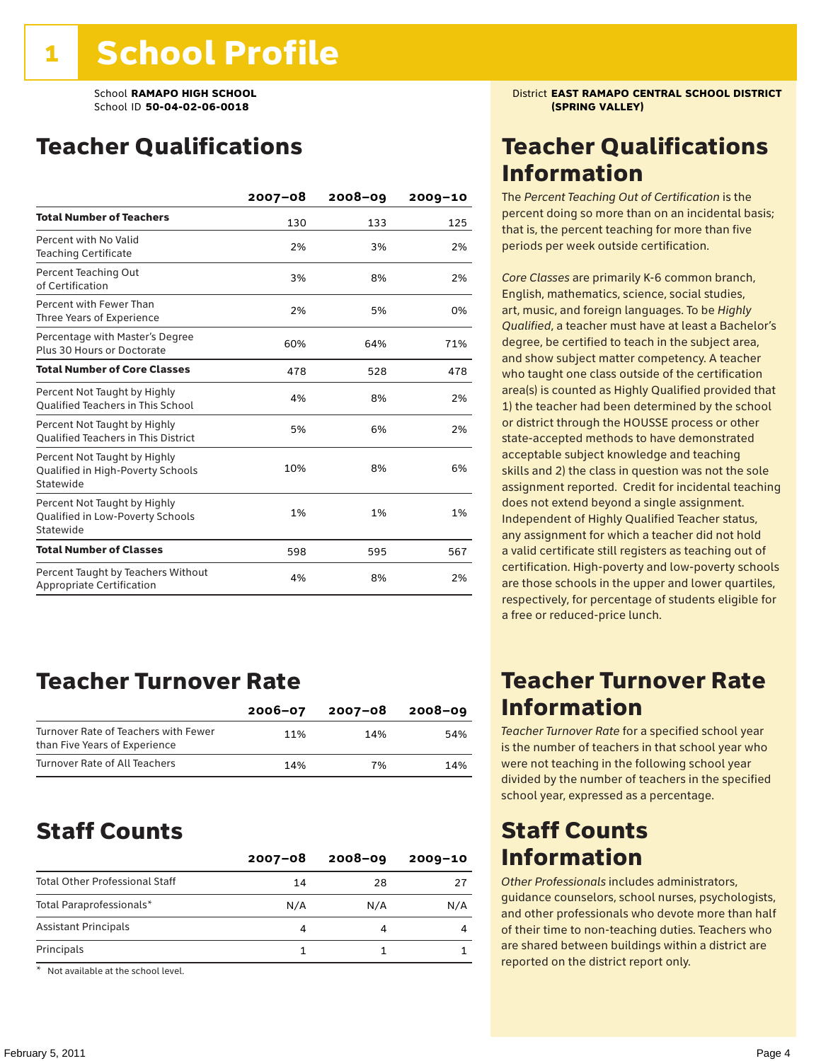# 1 School Profile

School **RAMAPO HIGH SCHOOL**
School ID **50-04-02-06-0018**

District **EAST RAMAPO CENTRAL SCHOOL DISTRICT (SPRING VALLEY)**

## Teacher Qualifications

| | 2007–08 | 2008–09 | 2009–10 |
|---|---|---|---|
| **Total Number of Teachers** | 130 | 133 | 125 |
| Percent with No Valid Teaching Certificate | 2% | 3% | 2% |
| Percent Teaching Out of Certification | 3% | 8% | 2% |
| Percent with Fewer Than Three Years of Experience | 2% | 5% | 0% |
| Percentage with Master's Degree Plus 30 Hours or Doctorate | 60% | 64% | 71% |
| **Total Number of Core Classes** | 478 | 528 | 478 |
| Percent Not Taught by Highly Qualified Teachers in This School | 4% | 8% | 2% |
| Percent Not Taught by Highly Qualified Teachers in This District | 5% | 6% | 2% |
| Percent Not Taught by Highly Qualified in High-Poverty Schools Statewide | 10% | 8% | 6% |
| Percent Not Taught by Highly Qualified in Low-Poverty Schools Statewide | 1% | 1% | 1% |
| **Total Number of Classes** | 598 | 595 | 567 |
| Percent Taught by Teachers Without Appropriate Certification | 4% | 8% | 2% |

## Teacher Qualifications Information

The *Percent Teaching Out of Certification* is the percent doing so more than on an incidental basis; that is, the percent teaching for more than five periods per week outside certification.

*Core Classes* are primarily K-6 common branch, English, mathematics, science, social studies, art, music, and foreign languages. To be *Highly Qualified*, a teacher must have at least a Bachelor's degree, be certified to teach in the subject area, and show subject matter competency. A teacher who taught one class outside of the certification area(s) is counted as Highly Qualified provided that 1) the teacher had been determined by the school or district through the HOUSSE process or other state-accepted methods to have demonstrated acceptable subject knowledge and teaching skills and 2) the class in question was not the sole assignment reported. Credit for incidental teaching does not extend beyond a single assignment. Independent of Highly Qualified Teacher status, any assignment for which a teacher did not hold a valid certificate still registers as teaching out of certification. High-poverty and low-poverty schools are those schools in the upper and lower quartiles, respectively, for percentage of students eligible for a free or reduced-price lunch.

## Teacher Turnover Rate

| | 2006–07 | 2007–08 | 2008–09 |
|---|---|---|---|
| Turnover Rate of Teachers with Fewer than Five Years of Experience | 11% | 14% | 54% |
| Turnover Rate of All Teachers | 14% | 7% | 14% |

## Teacher Turnover Rate Information

*Teacher Turnover Rate* for a specified school year is the number of teachers in that school year who were not teaching in the following school year divided by the number of teachers in the specified school year, expressed as a percentage.

## Staff Counts

| | 2007–08 | 2008–09 | 2009–10 |
|---|---|---|---|
| Total Other Professional Staff | 14 | 28 | 27 |
| Total Paraprofessionals* | N/A | N/A | N/A |
| Assistant Principals | 4 | 4 | 4 |
| Principals | 1 | 1 | 1 |

\* Not available at the school level.

## Staff Counts Information

*Other Professionals* includes administrators, guidance counselors, school nurses, psychologists, and other professionals who devote more than half of their time to non-teaching duties. Teachers who are shared between buildings within a district are reported on the district report only.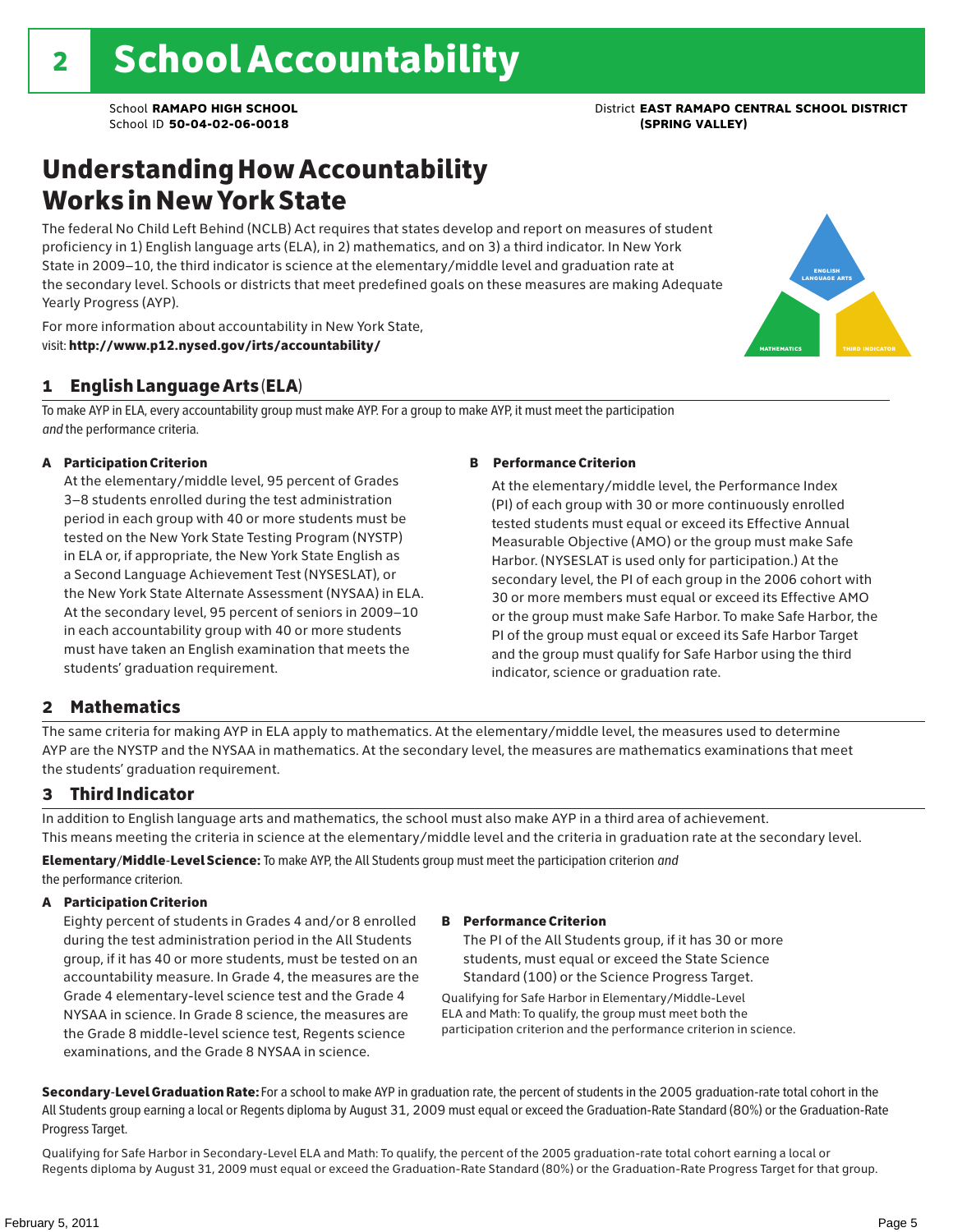# 2 School Accountability

School **RAMAPO HIGH SCHOOL**
School ID **50-04-02-06-0018**

District **EAST RAMAPO CENTRAL SCHOOL DISTRICT (SPRING VALLEY)**

## Understanding How Accountability Works in New York State

The federal No Child Left Behind (NCLB) Act requires that states develop and report on measures of student proficiency in 1) English language arts (ELA), in 2) mathematics, and on 3) a third indicator. In New York State in 2009–10, the third indicator is science at the elementary/middle level and graduation rate at the secondary level. Schools or districts that meet predefined goals on these measures are making Adequate Yearly Progress (AYP).

For more information about accountability in New York State, visit: **http://www.p12.nysed.gov/irts/accountability/**

ENGLISH LANGUAGE ARTS
MATHEMATICS
THIRD INDICATOR

### 1 English Language Arts (ELA)

To make AYP in ELA, every accountability group must make AYP. For a group to make AYP, it must meet the participation *and* the performance criteria.

**A Participation Criterion**

At the elementary/middle level, 95 percent of Grades 3–8 students enrolled during the test administration period in each group with 40 or more students must be tested on the New York State Testing Program (NYSTP) in ELA or, if appropriate, the New York State English as a Second Language Achievement Test (NYSESLAT), or the New York State Alternate Assessment (NYSAA) in ELA. At the secondary level, 95 percent of seniors in 2009–10 in each accountability group with 40 or more students must have taken an English examination that meets the students' graduation requirement.

**B Performance Criterion**

At the elementary/middle level, the Performance Index (PI) of each group with 30 or more continuously enrolled tested students must equal or exceed its Effective Annual Measurable Objective (AMO) or the group must make Safe Harbor. (NYSESLAT is used only for participation.) At the secondary level, the PI of each group in the 2006 cohort with 30 or more members must equal or exceed its Effective AMO or the group must make Safe Harbor. To make Safe Harbor, the PI of the group must equal or exceed its Safe Harbor Target and the group must qualify for Safe Harbor using the third indicator, science or graduation rate.

### 2 Mathematics

The same criteria for making AYP in ELA apply to mathematics. At the elementary/middle level, the measures used to determine AYP are the NYSTP and the NYSAA in mathematics. At the secondary level, the measures are mathematics examinations that meet the students' graduation requirement.

### 3 Third Indicator

In addition to English language arts and mathematics, the school must also make AYP in a third area of achievement. This means meeting the criteria in science at the elementary/middle level and the criteria in graduation rate at the secondary level.

**Elementary/Middle-Level Science:** To make AYP, the All Students group must meet the participation criterion *and* the performance criterion.

**A Participation Criterion**

Eighty percent of students in Grades 4 and/or 8 enrolled during the test administration period in the All Students group, if it has 40 or more students, must be tested on an accountability measure. In Grade 4, the measures are the Grade 4 elementary-level science test and the Grade 4 NYSAA in science. In Grade 8 science, the measures are the Grade 8 middle-level science test, Regents science examinations, and the Grade 8 NYSAA in science.

**B Performance Criterion**

The PI of the All Students group, if it has 30 or more students, must equal or exceed the State Science Standard (100) or the Science Progress Target.

Qualifying for Safe Harbor in Elementary/Middle-Level ELA and Math: To qualify, the group must meet both the participation criterion and the performance criterion in science.

**Secondary-Level Graduation Rate:** For a school to make AYP in graduation rate, the percent of students in the 2005 graduation-rate total cohort in the All Students group earning a local or Regents diploma by August 31, 2009 must equal or exceed the Graduation-Rate Standard (80%) or the Graduation-Rate Progress Target.

Qualifying for Safe Harbor in Secondary-Level ELA and Math: To qualify, the percent of the 2005 graduation-rate total cohort earning a local or Regents diploma by August 31, 2009 must equal or exceed the Graduation-Rate Standard (80%) or the Graduation-Rate Progress Target for that group.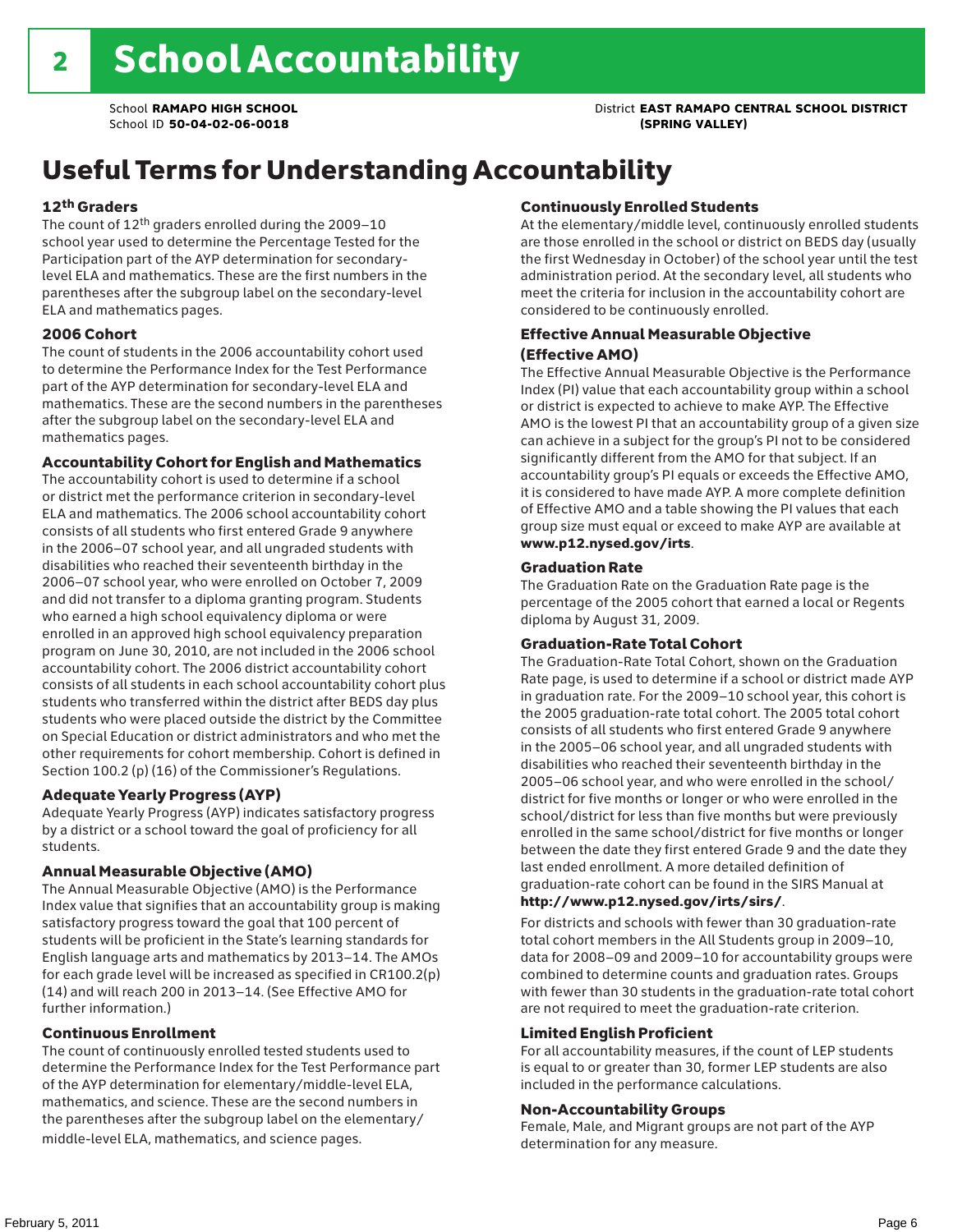# 2 School Accountability

School **RAMAPO HIGH SCHOOL**
School ID **50-04-02-06-0018**

District **EAST RAMAPO CENTRAL SCHOOL DISTRICT (SPRING VALLEY)**

## Useful Terms for Understanding Accountability

### 12th Graders

The count of 12th graders enrolled during the 2009–10 school year used to determine the Percentage Tested for the Participation part of the AYP determination for secondary-level ELA and mathematics. These are the first numbers in the parentheses after the subgroup label on the secondary-level ELA and mathematics pages.

### 2006 Cohort

The count of students in the 2006 accountability cohort used to determine the Performance Index for the Test Performance part of the AYP determination for secondary-level ELA and mathematics. These are the second numbers in the parentheses after the subgroup label on the secondary-level ELA and mathematics pages.

### Accountability Cohort for English and Mathematics

The accountability cohort is used to determine if a school or district met the performance criterion in secondary-level ELA and mathematics. The 2006 school accountability cohort consists of all students who first entered Grade 9 anywhere in the 2006–07 school year, and all ungraded students with disabilities who reached their seventeenth birthday in the 2006–07 school year, who were enrolled on October 7, 2009 and did not transfer to a diploma granting program. Students who earned a high school equivalency diploma or were enrolled in an approved high school equivalency preparation program on June 30, 2010, are not included in the 2006 school accountability cohort. The 2006 district accountability cohort consists of all students in each school accountability cohort plus students who transferred within the district after BEDS day plus students who were placed outside the district by the Committee on Special Education or district administrators and who met the other requirements for cohort membership. Cohort is defined in Section 100.2 (p) (16) of the Commissioner's Regulations.

### Adequate Yearly Progress (AYP)

Adequate Yearly Progress (AYP) indicates satisfactory progress by a district or a school toward the goal of proficiency for all students.

### Annual Measurable Objective (AMO)

The Annual Measurable Objective (AMO) is the Performance Index value that signifies that an accountability group is making satisfactory progress toward the goal that 100 percent of students will be proficient in the State's learning standards for English language arts and mathematics by 2013–14. The AMOs for each grade level will be increased as specified in CR100.2(p)(14) and will reach 200 in 2013–14. (See Effective AMO for further information.)

### Continuous Enrollment

The count of continuously enrolled tested students used to determine the Performance Index for the Test Performance part of the AYP determination for elementary/middle-level ELA, mathematics, and science. These are the second numbers in the parentheses after the subgroup label on the elementary/middle-level ELA, mathematics, and science pages.

### Continuously Enrolled Students

At the elementary/middle level, continuously enrolled students are those enrolled in the school or district on BEDS day (usually the first Wednesday in October) of the school year until the test administration period. At the secondary level, all students who meet the criteria for inclusion in the accountability cohort are considered to be continuously enrolled.

### Effective Annual Measurable Objective (Effective AMO)

The Effective Annual Measurable Objective is the Performance Index (PI) value that each accountability group within a school or district is expected to achieve to make AYP. The Effective AMO is the lowest PI that an accountability group of a given size can achieve in a subject for the group's PI not to be considered significantly different from the AMO for that subject. If an accountability group's PI equals or exceeds the Effective AMO, it is considered to have made AYP. A more complete definition of Effective AMO and a table showing the PI values that each group size must equal or exceed to make AYP are available at **www.p12.nysed.gov/irts**.

### Graduation Rate

The Graduation Rate on the Graduation Rate page is the percentage of the 2005 cohort that earned a local or Regents diploma by August 31, 2009.

### Graduation-Rate Total Cohort

The Graduation-Rate Total Cohort, shown on the Graduation Rate page, is used to determine if a school or district made AYP in graduation rate. For the 2009–10 school year, this cohort is the 2005 graduation-rate total cohort. The 2005 total cohort consists of all students who first entered Grade 9 anywhere in the 2005–06 school year, and all ungraded students with disabilities who reached their seventeenth birthday in the 2005–06 school year, and who were enrolled in the school/district for five months or longer or who were enrolled in the school/district for less than five months but were previously enrolled in the same school/district for five months or longer between the date they first entered Grade 9 and the date they last ended enrollment. A more detailed definition of graduation-rate cohort can be found in the SIRS Manual at **http://www.p12.nysed.gov/irts/sirs/**.

For districts and schools with fewer than 30 graduation-rate total cohort members in the All Students group in 2009–10, data for 2008–09 and 2009–10 for accountability groups were combined to determine counts and graduation rates. Groups with fewer than 30 students in the graduation-rate total cohort are not required to meet the graduation-rate criterion.

### Limited English Proficient

For all accountability measures, if the count of LEP students is equal to or greater than 30, former LEP students are also included in the performance calculations.

### Non-Accountability Groups

Female, Male, and Migrant groups are not part of the AYP determination for any measure.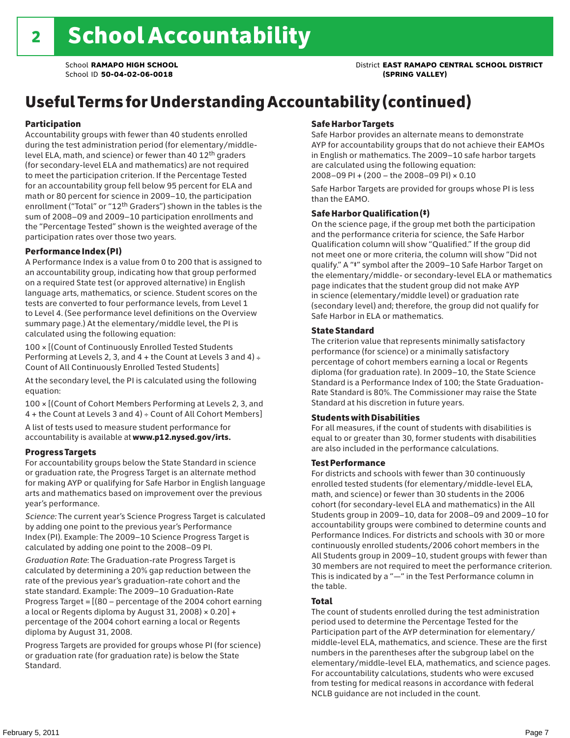# 2 School Accountability

School **RAMAPO HIGH SCHOOL**
School ID **50-04-02-06-0018**

District **EAST RAMAPO CENTRAL SCHOOL DISTRICT (SPRING VALLEY)**

## Useful Terms for Understanding Accountability (continued)

### Participation

Accountability groups with fewer than 40 students enrolled during the test administration period (for elementary/middle-level ELA, math, and science) or fewer than 40 12th graders (for secondary-level ELA and mathematics) are not required to meet the participation criterion. If the Percentage Tested for an accountability group fell below 95 percent for ELA and math or 80 percent for science in 2009–10, the participation enrollment ("Total" or "12th Graders") shown in the tables is the sum of 2008–09 and 2009–10 participation enrollments and the "Percentage Tested" shown is the weighted average of the participation rates over those two years.

### Performance Index (PI)

A Performance Index is a value from 0 to 200 that is assigned to an accountability group, indicating how that group performed on a required State test (or approved alternative) in English language arts, mathematics, or science. Student scores on the tests are converted to four performance levels, from Level 1 to Level 4. (See performance level definitions on the Overview summary page.) At the elementary/middle level, the PI is calculated using the following equation:

100 × [(Count of Continuously Enrolled Tested Students Performing at Levels 2, 3, and 4 + the Count at Levels 3 and 4) ÷ Count of All Continuously Enrolled Tested Students]

At the secondary level, the PI is calculated using the following equation:

100 × [(Count of Cohort Members Performing at Levels 2, 3, and 4 + the Count at Levels 3 and 4) ÷ Count of All Cohort Members]

A list of tests used to measure student performance for accountability is available at **www.p12.nysed.gov/irts.**

### Progress Targets

For accountability groups below the State Standard in science or graduation rate, the Progress Target is an alternate method for making AYP or qualifying for Safe Harbor in English language arts and mathematics based on improvement over the previous year's performance.

*Science:* The current year's Science Progress Target is calculated by adding one point to the previous year's Performance Index (PI). Example: The 2009–10 Science Progress Target is calculated by adding one point to the 2008–09 PI.

*Graduation Rate*: The Graduation-rate Progress Target is calculated by determining a 20% gap reduction between the rate of the previous year's graduation-rate cohort and the state standard. Example: The 2009–10 Graduation-Rate Progress Target = [(80 – percentage of the 2004 cohort earning a local or Regents diploma by August 31, 2008) × 0.20] + percentage of the 2004 cohort earning a local or Regents diploma by August 31, 2008.

Progress Targets are provided for groups whose PI (for science) or graduation rate (for graduation rate) is below the State Standard.

### Safe Harbor Targets

Safe Harbor provides an alternate means to demonstrate AYP for accountability groups that do not achieve their EAMOs in English or mathematics. The 2009–10 safe harbor targets are calculated using the following equation:
2008–09 PI + (200 – the 2008–09 PI) × 0.10

Safe Harbor Targets are provided for groups whose PI is less than the EAMO.

### Safe Harbor Qualification (‡)

On the science page, if the group met both the participation and the performance criteria for science, the Safe Harbor Qualification column will show "Qualified." If the group did not meet one or more criteria, the column will show "Did not qualify." A "‡" symbol after the 2009–10 Safe Harbor Target on the elementary/middle- or secondary-level ELA or mathematics page indicates that the student group did not make AYP in science (elementary/middle level) or graduation rate (secondary level) and; therefore, the group did not qualify for Safe Harbor in ELA or mathematics.

### State Standard

The criterion value that represents minimally satisfactory performance (for science) or a minimally satisfactory percentage of cohort members earning a local or Regents diploma (for graduation rate). In 2009–10, the State Science Standard is a Performance Index of 100; the State Graduation-Rate Standard is 80%. The Commissioner may raise the State Standard at his discretion in future years.

### Students with Disabilities

For all measures, if the count of students with disabilities is equal to or greater than 30, former students with disabilities are also included in the performance calculations.

### Test Performance

For districts and schools with fewer than 30 continuously enrolled tested students (for elementary/middle-level ELA, math, and science) or fewer than 30 students in the 2006 cohort (for secondary-level ELA and mathematics) in the All Students group in 2009–10, data for 2008–09 and 2009–10 for accountability groups were combined to determine counts and Performance Indices. For districts and schools with 30 or more continuously enrolled students/2006 cohort members in the All Students group in 2009–10, student groups with fewer than 30 members are not required to meet the performance criterion. This is indicated by a "—" in the Test Performance column in the table.

### Total

The count of students enrolled during the test administration period used to determine the Percentage Tested for the Participation part of the AYP determination for elementary/middle-level ELA, mathematics, and science. These are the first numbers in the parentheses after the subgroup label on the elementary/middle-level ELA, mathematics, and science pages. For accountability calculations, students who were excused from testing for medical reasons in accordance with federal NCLB guidance are not included in the count.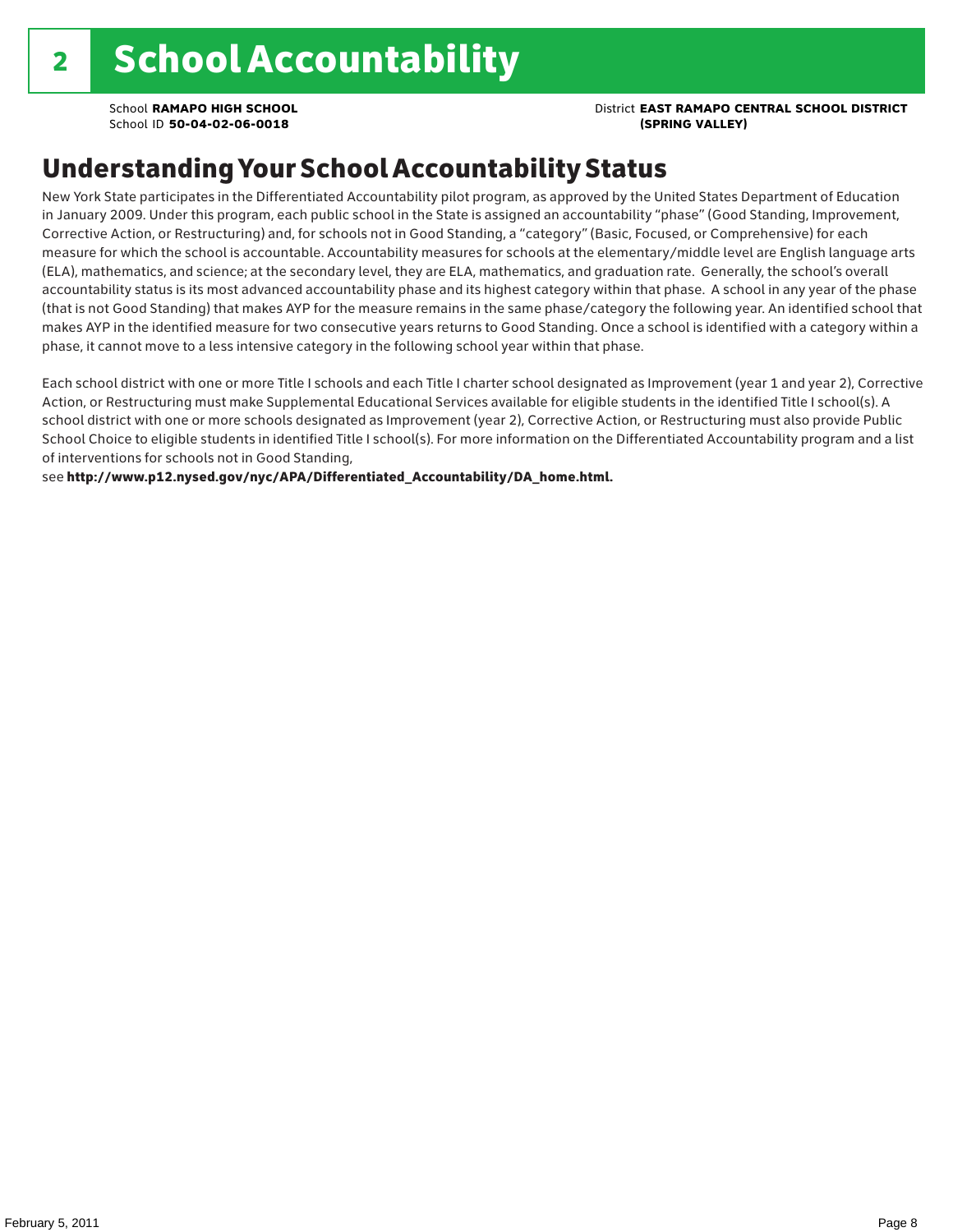# 2 School Accountability

School **RAMAPO HIGH SCHOOL**
School ID **50-04-02-06-0018**

District **EAST RAMAPO CENTRAL SCHOOL DISTRICT (SPRING VALLEY)**

## Understanding Your School Accountability Status

New York State participates in the Differentiated Accountability pilot program, as approved by the United States Department of Education in January 2009. Under this program, each public school in the State is assigned an accountability "phase" (Good Standing, Improvement, Corrective Action, or Restructuring) and, for schools not in Good Standing, a "category" (Basic, Focused, or Comprehensive) for each measure for which the school is accountable. Accountability measures for schools at the elementary/middle level are English language arts (ELA), mathematics, and science; at the secondary level, they are ELA, mathematics, and graduation rate. Generally, the school's overall accountability status is its most advanced accountability phase and its highest category within that phase. A school in any year of the phase (that is not Good Standing) that makes AYP for the measure remains in the same phase/category the following year. An identified school that makes AYP in the identified measure for two consecutive years returns to Good Standing. Once a school is identified with a category within a phase, it cannot move to a less intensive category in the following school year within that phase.

Each school district with one or more Title I schools and each Title I charter school designated as Improvement (year 1 and year 2), Corrective Action, or Restructuring must make Supplemental Educational Services available for eligible students in the identified Title I school(s). A school district with one or more schools designated as Improvement (year 2), Corrective Action, or Restructuring must also provide Public School Choice to eligible students in identified Title I school(s). For more information on the Differentiated Accountability program and a list of interventions for schools not in Good Standing,
see **http://www.p12.nysed.gov/nyc/APA/Differentiated_Accountability/DA_home.html.**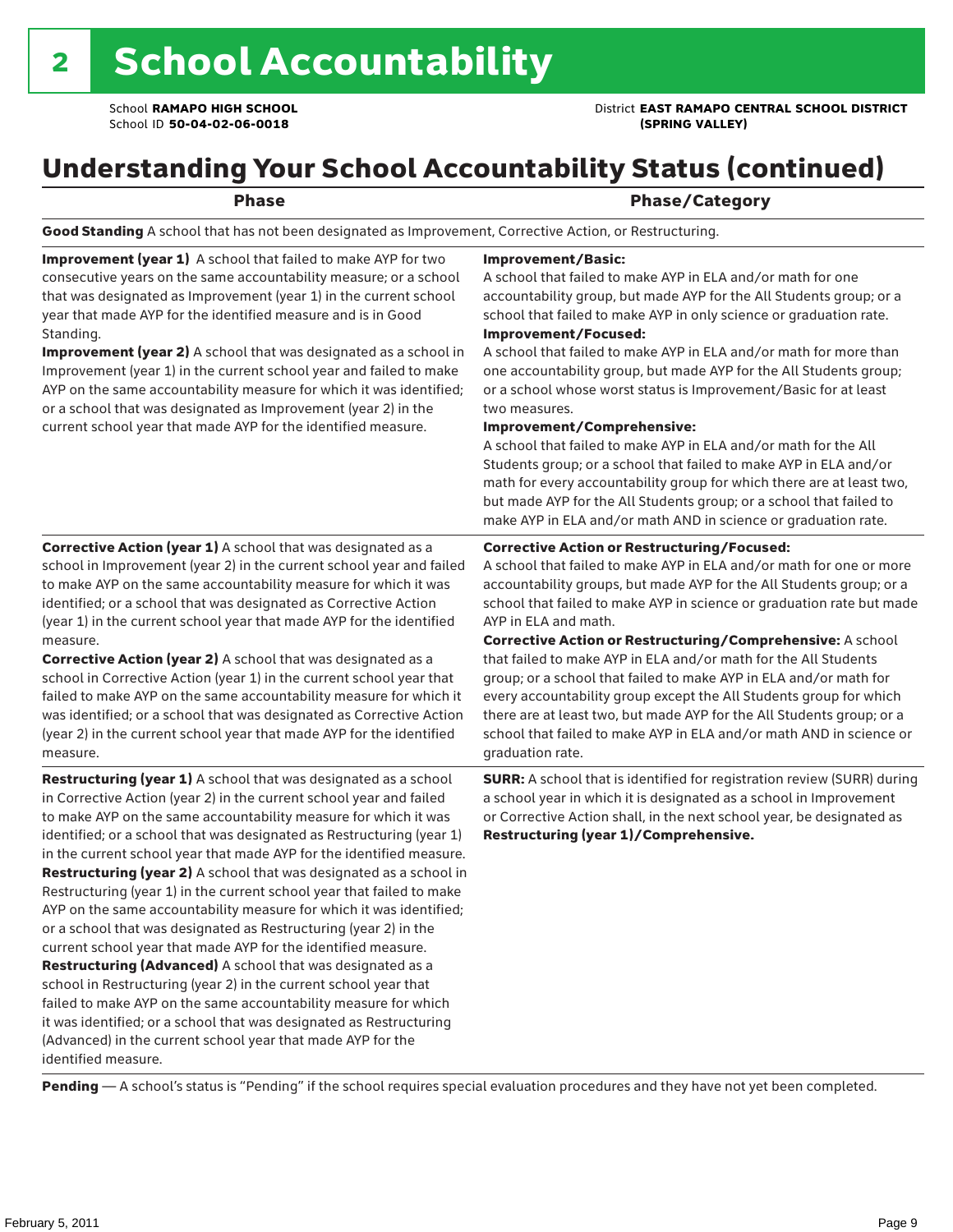# 2 School Accountability

School **RAMAPO HIGH SCHOOL**
School ID **50-04-02-06-0018**

District **EAST RAMAPO CENTRAL SCHOOL DISTRICT (SPRING VALLEY)**

## Understanding Your School Accountability Status (continued)

| Phase | Phase/Category |
|---|---|
| **Good Standing** A school that has not been designated as Improvement, Corrective Action, or Restructuring. | |
| **Improvement (year 1)** A school that failed to make AYP for two consecutive years on the same accountability measure; or a school that was designated as Improvement (year 1) in the current school year that made AYP for the identified measure and is in Good Standing.<br>**Improvement (year 2)** A school that was designated as a school in Improvement (year 1) in the current school year and failed to make AYP on the same accountability measure for which it was identified; or a school that was designated as Improvement (year 2) in the current school year that made AYP for the identified measure. | **Improvement/Basic:**<br>A school that failed to make AYP in ELA and/or math for one accountability group, but made AYP for the All Students group; or a school that failed to make AYP in only science or graduation rate.<br>**Improvement/Focused:**<br>A school that failed to make AYP in ELA and/or math for more than one accountability group, but made AYP for the All Students group; or a school whose worst status is Improvement/Basic for at least two measures.<br>**Improvement/Comprehensive:**<br>A school that failed to make AYP in ELA and/or math for the All Students group; or a school that failed to make AYP in ELA and/or math for every accountability group for which there are at least two, but made AYP for the All Students group; or a school that failed to make AYP in ELA and/or math AND in science or graduation rate. |
| **Corrective Action (year 1)** A school that was designated as a school in Improvement (year 2) in the current school year and failed to make AYP on the same accountability measure for which it was identified; or a school that was designated as Corrective Action (year 1) in the current school year that made AYP for the identified measure.<br>**Corrective Action (year 2)** A school that was designated as a school in Corrective Action (year 1) in the current school year that failed to make AYP on the same accountability measure for which it was identified; or a school that was designated as Corrective Action (year 2) in the current school year that made AYP for the identified measure. | **Corrective Action or Restructuring/Focused:**<br>A school that failed to make AYP in ELA and/or math for one or more accountability groups, but made AYP for the All Students group; or a school that failed to make AYP in science or graduation rate but made AYP in ELA and math.<br>**Corrective Action or Restructuring/Comprehensive:** A school that failed to make AYP in ELA and/or math for the All Students group; or a school that failed to make AYP in ELA and/or math for every accountability group except the All Students group for which there are at least two, but made AYP for the All Students group; or a school that failed to make AYP in ELA and/or math AND in science or graduation rate. |
| **Restructuring (year 1)** A school that was designated as a school in Corrective Action (year 2) in the current school year and failed to make AYP on the same accountability measure for which it was identified; or a school that was designated as Restructuring (year 1) in the current school year that made AYP for the identified measure.<br>**Restructuring (year 2)** A school that was designated as a school in Restructuring (year 1) in the current school year that failed to make AYP on the same accountability measure for which it was identified; or a school that was designated as Restructuring (year 2) in the current school year that made AYP for the identified measure.<br>**Restructuring (Advanced)** A school that was designated as a school in Restructuring (year 2) in the current school year that failed to make AYP on the same accountability measure for which it was identified; or a school that was designated as Restructuring (Advanced) in the current school year that made AYP for the identified measure. | **SURR:** A school that is identified for registration review (SURR) during a school year in which it is designated as a school in Improvement or Corrective Action shall, in the next school year, be designated as **Restructuring (year 1)/Comprehensive.** |
| **Pending** — A school's status is "Pending" if the school requires special evaluation procedures and they have not yet been completed. | |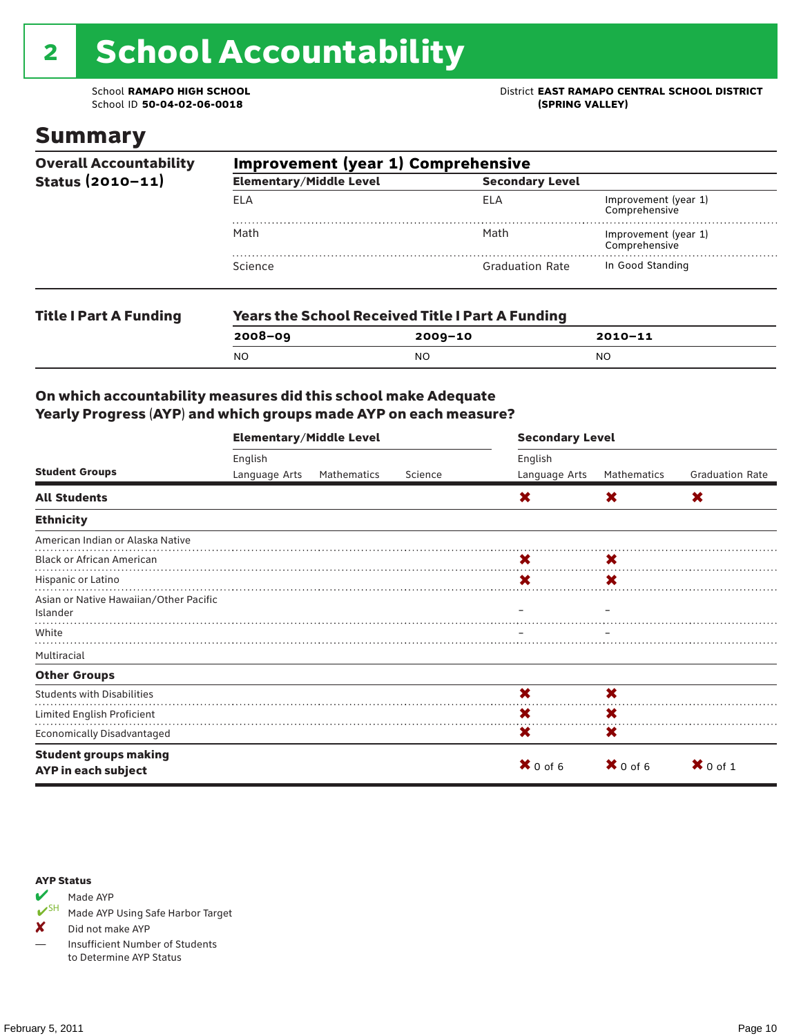# 2 School Accountability

School **RAMAPO HIGH SCHOOL**
School ID **50-04-02-06-0018**

District **EAST RAMAPO CENTRAL SCHOOL DISTRICT (SPRING VALLEY)**

## Summary

**Overall Accountability Status (2010–11)**

**Improvement (year 1) Comprehensive**

| Elementary/Middle Level | | Secondary Level | |
|---|---|---|---|
| ELA | | ELA | Improvement (year 1) Comprehensive |
| Math | | Math | Improvement (year 1) Comprehensive |
| Science | | Graduation Rate | In Good Standing |

**Title I Part A Funding**

**Years the School Received Title I Part A Funding**

| 2008–09 | 2009–10 | 2010–11 |
|---|---|---|
| NO | NO | NO |

**On which accountability measures did this school make Adequate Yearly Progress (AYP) and which groups made AYP on each measure?**

| Student Groups | Elementary/Middle Level English Language Arts | Elementary/Middle Level Mathematics | Elementary/Middle Level Science | Secondary Level English Language Arts | Secondary Level Mathematics | Secondary Level Graduation Rate |
|---|---|---|---|---|---|---|
| **All Students** | | | | ✘ | ✘ | ✘ |
| **Ethnicity** | | | | | | |
| American Indian or Alaska Native | | | | | | |
| Black or African American | | | | ✘ | ✘ | |
| Hispanic or Latino | | | | ✘ | ✘ | |
| Asian or Native Hawaiian/Other Pacific Islander | | | | – | – | |
| White | | | | – | – | |
| Multiracial | | | | | | |
| **Other Groups** | | | | | | |
| Students with Disabilities | | | | ✘ | ✘ | |
| Limited English Proficient | | | | ✘ | ✘ | |
| Economically Disadvantaged | | | | ✘ | ✘ | |
| **Student groups making AYP in each subject** | | | | ✘ 0 of 6 | ✘ 0 of 6 | ✘ 0 of 1 |

**AYP Status**

- ✔ Made AYP
- ✔SH Made AYP Using Safe Harbor Target
- ✘ Did not make AYP
- — Insufficient Number of Students to Determine AYP Status

February 5, 2011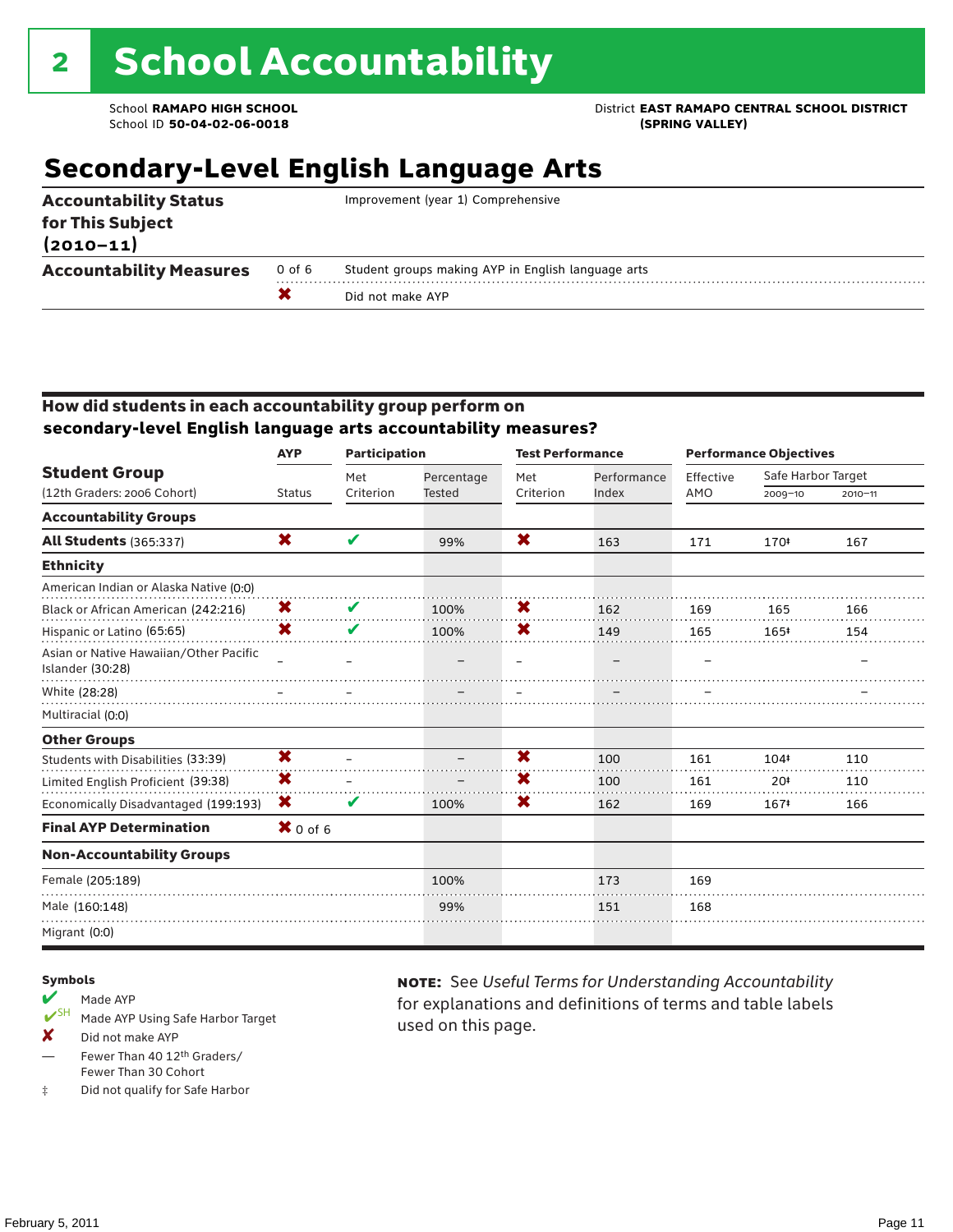# 2 School Accountability

School **RAMAPO HIGH SCHOOL**
School ID **50-04-02-06-0018**

District **EAST RAMAPO CENTRAL SCHOOL DISTRICT (SPRING VALLEY)**

## Secondary-Level English Language Arts

| | | |
|---|---|---|
| **Accountability Status for This Subject (2010–11)** | | Improvement (year 1) Comprehensive |
| **Accountability Measures** | 0 of 6 | Student groups making AYP in English language arts |
| | ✘ | Did not make AYP |

### How did students in each accountability group perform on secondary-level English language arts accountability measures?

| Student Group (12th Graders: 2006 Cohort) | AYP Status | Participation: Met Criterion | Participation: Percentage Tested | Test Performance: Met Criterion | Test Performance: Performance Index | Performance Objectives: Effective AMO | Safe Harbor Target 2009–10 | Safe Harbor Target 2010–11 |
|---|---|---|---|---|---|---|---|---|
| **Accountability Groups** | | | | | | | | |
| **All Students** (365:337) | ✘ | ✔ | 99% | ✘ | 163 | 171 | 170‡ | 167 |
| **Ethnicity** | | | | | | | | |
| American Indian or Alaska Native (0:0) | | | | | | | | |
| Black or African American (242:216) | ✘ | ✔ | 100% | ✘ | 162 | 169 | 165 | 166 |
| Hispanic or Latino (65:65) | ✘ | ✔ | 100% | ✘ | 149 | 165 | 165‡ | 154 |
| Asian or Native Hawaiian/Other Pacific Islander (30:28) | – | – | – | – | – | – | | – |
| White (28:28) | – | – | – | – | – | – | | – |
| Multiracial (0:0) | | | | | | | | |
| **Other Groups** | | | | | | | | |
| Students with Disabilities (33:39) | ✘ | – | – | ✘ | 100 | 161 | 104‡ | 110 |
| Limited English Proficient (39:38) | ✘ | – | – | ✘ | 100 | 161 | 20‡ | 110 |
| Economically Disadvantaged (199:193) | ✘ | ✔ | 100% | ✘ | 162 | 169 | 167‡ | 166 |
| **Final AYP Determination** | ✘ 0 of 6 | | | | | | | |
| **Non-Accountability Groups** | | | | | | | | |
| Female (205:189) | | | 100% | | 173 | 169 | | |
| Male (160:148) | | | 99% | | 151 | 168 | | |
| Migrant (0:0) | | | | | | | | |

**Symbols**

- ✔ Made AYP
- ✔SH Made AYP Using Safe Harbor Target
- ✘ Did not make AYP
- — Fewer Than 40 12th Graders/ Fewer Than 30 Cohort
- ‡ Did not qualify for Safe Harbor

**NOTE:** See *Useful Terms for Understanding Accountability* for explanations and definitions of terms and table labels used on this page.

February 5, 2011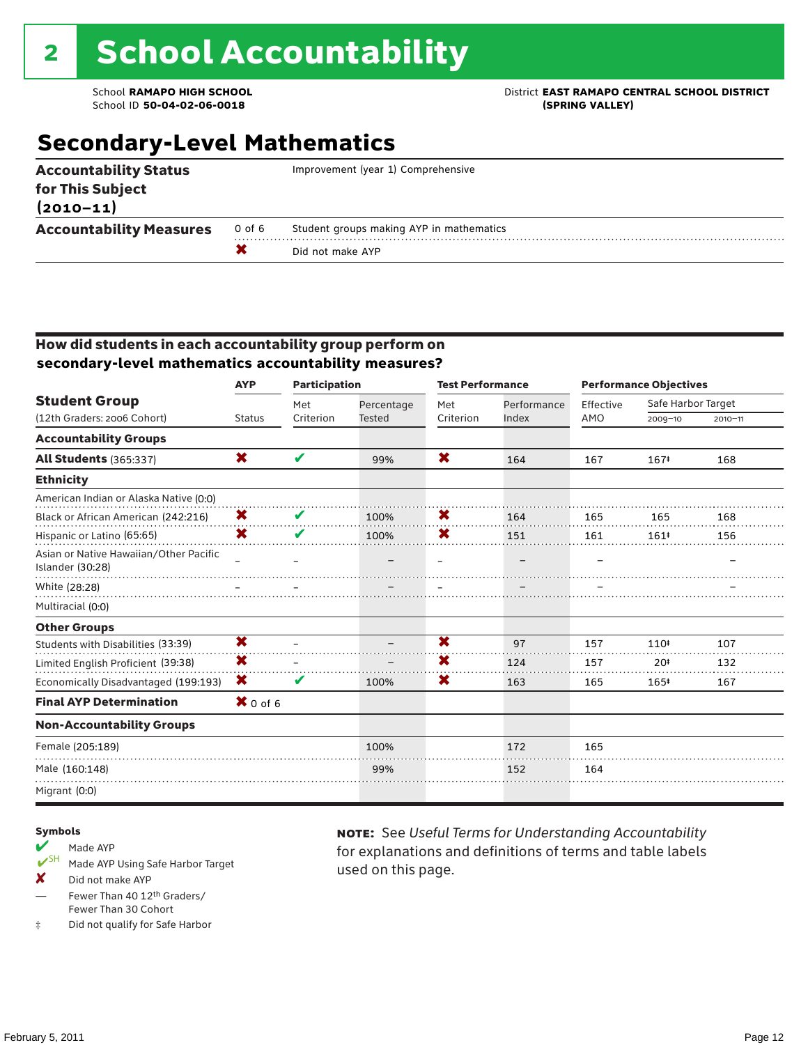# 2 School Accountability

School **RAMAPO HIGH SCHOOL**
School ID **50-04-02-06-0018**

District **EAST RAMAPO CENTRAL SCHOOL DISTRICT (SPRING VALLEY)**

## Secondary-Level Mathematics

| | | |
|---|---|---|
| **Accountability Status for This Subject (2010–11)** | | Improvement (year 1) Comprehensive |
| **Accountability Measures** | 0 of 6 | Student groups making AYP in mathematics |
| | ✖ | Did not make AYP |

### How did students in each accountability group perform on secondary-level mathematics accountability measures?

| Student Group (12th Graders: 2006 Cohort) | AYP Status | Participation Met Criterion | Participation Percentage Tested | Test Performance Met Criterion | Test Performance Performance Index | Effective AMO | Safe Harbor Target 2009–10 | Safe Harbor Target 2010–11 |
|---|---|---|---|---|---|---|---|---|
| **Accountability Groups** | | | | | | | | |
| **All Students** (365:337) | ✖ | ✔ | 99% | ✖ | 164 | 167 | 167‡ | 168 |
| **Ethnicity** | | | | | | | | |
| American Indian or Alaska Native (0:0) | | | | | | | | |
| Black or African American (242:216) | ✖ | ✔ | 100% | ✖ | 164 | 165 | 165 | 168 |
| Hispanic or Latino (65:65) | ✖ | ✔ | 100% | ✖ | 151 | 161 | 161‡ | 156 |
| Asian or Native Hawaiian/Other Pacific Islander (30:28) | – | – | – | – | – | – | | – |
| White (28:28) | – | – | – | – | – | – | | – |
| Multiracial (0:0) | | | | | | | | |
| **Other Groups** | | | | | | | | |
| Students with Disabilities (33:39) | ✖ | – | – | ✖ | 97 | 157 | 110‡ | 107 |
| Limited English Proficient (39:38) | ✖ | – | – | ✖ | 124 | 157 | 20‡ | 132 |
| Economically Disadvantaged (199:193) | ✖ | ✔ | 100% | ✖ | 163 | 165 | 165‡ | 167 |
| **Final AYP Determination** | ✖ 0 of 6 | | | | | | | |
| **Non-Accountability Groups** | | | | | | | | |
| Female (205:189) | | | 100% | | 172 | 165 | | |
| Male (160:148) | | | 99% | | 152 | 164 | | |
| Migrant (0:0) | | | | | | | | |

**Symbols**

- ✔ Made AYP
- ✔SH Made AYP Using Safe Harbor Target
- ✘ Did not make AYP
- — Fewer Than 40 12th Graders/Fewer Than 30 Cohort
- ‡ Did not qualify for Safe Harbor

**NOTE:** See *Useful Terms for Understanding Accountability* for explanations and definitions of terms and table labels used on this page.

February 5, 2011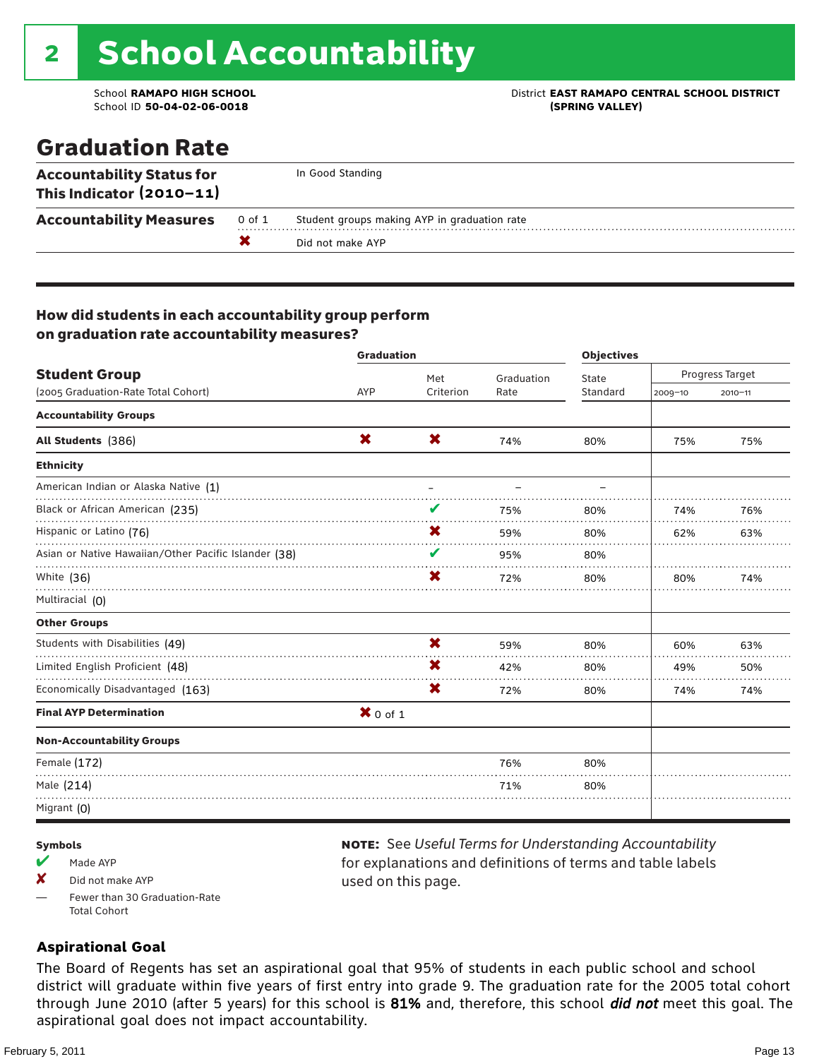# 2 School Accountability

School **RAMAPO HIGH SCHOOL**
School ID **50-04-02-06-0018**

District **EAST RAMAPO CENTRAL SCHOOL DISTRICT (SPRING VALLEY)**

## Graduation Rate

| | | |
|---|---|---|
| **Accountability Status for This Indicator (2010–11)** | | In Good Standing |
| **Accountability Measures** | 0 of 1 | Student groups making AYP in graduation rate |
| | ✘ | Did not make AYP |

### How did students in each accountability group perform on graduation rate accountability measures?

| Student Group (2005 Graduation-Rate Total Cohort) | Graduation AYP | Met Criterion | Graduation Rate | Objectives State Standard | Progress Target 2009–10 | Progress Target 2010–11 |
|---|---|---|---|---|---|---|
| **Accountability Groups** | | | | | | |
| **All Students** (386) | ✘ | ✘ | 74% | 80% | 75% | 75% |
| **Ethnicity** | | | | | | |
| American Indian or Alaska Native (1) | | – | – | – | | |
| Black or African American (235) | | ✔ | 75% | 80% | 74% | 76% |
| Hispanic or Latino (76) | | ✘ | 59% | 80% | 62% | 63% |
| Asian or Native Hawaiian/Other Pacific Islander (38) | | ✔ | 95% | 80% | | |
| White (36) | | ✘ | 72% | 80% | 80% | 74% |
| Multiracial (0) | | | | | | |
| **Other Groups** | | | | | | |
| Students with Disabilities (49) | | ✘ | 59% | 80% | 60% | 63% |
| Limited English Proficient (48) | | ✘ | 42% | 80% | 49% | 50% |
| Economically Disadvantaged (163) | | ✘ | 72% | 80% | 74% | 74% |
| **Final AYP Determination** | ✘ 0 of 1 | | | | | |
| **Non-Accountability Groups** | | | | | | |
| Female (172) | | | 76% | 80% | | |
| Male (214) | | | 71% | 80% | | |
| Migrant (0) | | | | | | |

**Symbols**

- ✔ Made AYP
- ✘ Did not make AYP
- — Fewer than 30 Graduation-Rate Total Cohort

**NOTE:** See *Useful Terms for Understanding Accountability* for explanations and definitions of terms and table labels used on this page.

### Aspirational Goal

The Board of Regents has set an aspirational goal that 95% of students in each public school and school district will graduate within five years of first entry into grade 9. The graduation rate for the 2005 total cohort through June 2010 (after 5 years) for this school is **81%** and, therefore, this school ***did not*** meet this goal. The aspirational goal does not impact accountability.

February 5, 2011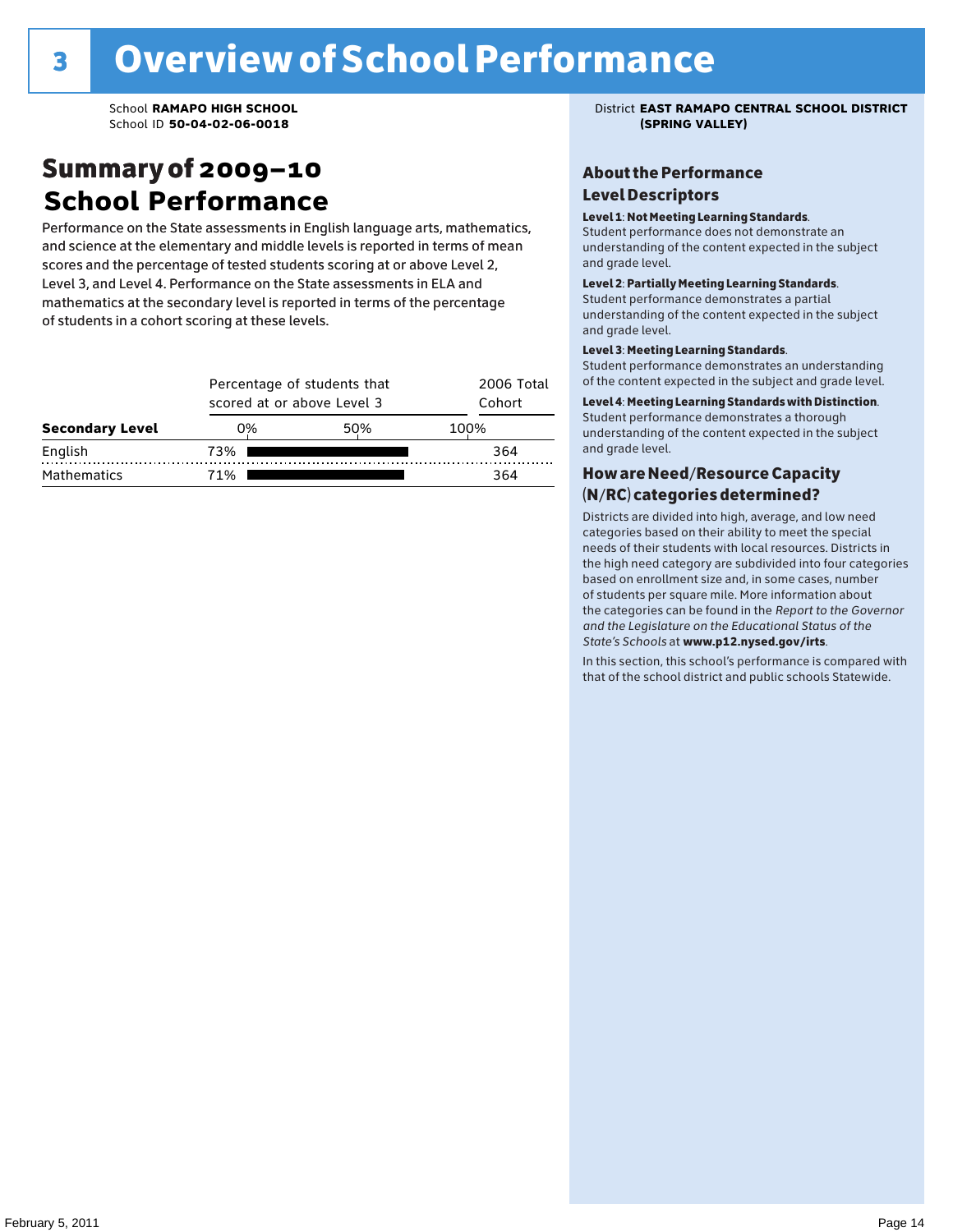# 3 Overview of School Performance

School **RAMAPO HIGH SCHOOL**
School ID **50-04-02-06-0018**

District **EAST RAMAPO CENTRAL SCHOOL DISTRICT (SPRING VALLEY)**

## Summary of 2009–10 School Performance

Performance on the State assessments in English language arts, mathematics, and science at the elementary and middle levels is reported in terms of mean scores and the percentage of tested students scoring at or above Level 2, Level 3, and Level 4. Performance on the State assessments in ELA and mathematics at the secondary level is reported in terms of the percentage of students in a cohort scoring at these levels.

| Secondary Level | Percentage of students that scored at or above Level 3 | 2006 Total Cohort |
|---|---|---|
| English | 73% | 364 |
| Mathematics | 71% | 364 |

### About the Performance Level Descriptors

**Level 1: Not Meeting Learning Standards.**
Student performance does not demonstrate an understanding of the content expected in the subject and grade level.

**Level 2: Partially Meeting Learning Standards.**
Student performance demonstrates a partial understanding of the content expected in the subject and grade level.

**Level 3: Meeting Learning Standards.**
Student performance demonstrates an understanding of the content expected in the subject and grade level.

**Level 4: Meeting Learning Standards with Distinction.**
Student performance demonstrates a thorough understanding of the content expected in the subject and grade level.

### How are Need/Resource Capacity (N/RC) categories determined?

Districts are divided into high, average, and low need categories based on their ability to meet the special needs of their students with local resources. Districts in the high need category are subdivided into four categories based on enrollment size and, in some cases, number of students per square mile. More information about the categories can be found in the *Report to the Governor and the Legislature on the Educational Status of the State's Schools* at **www.p12.nysed.gov/irts**.

In this section, this school's performance is compared with that of the school district and public schools Statewide.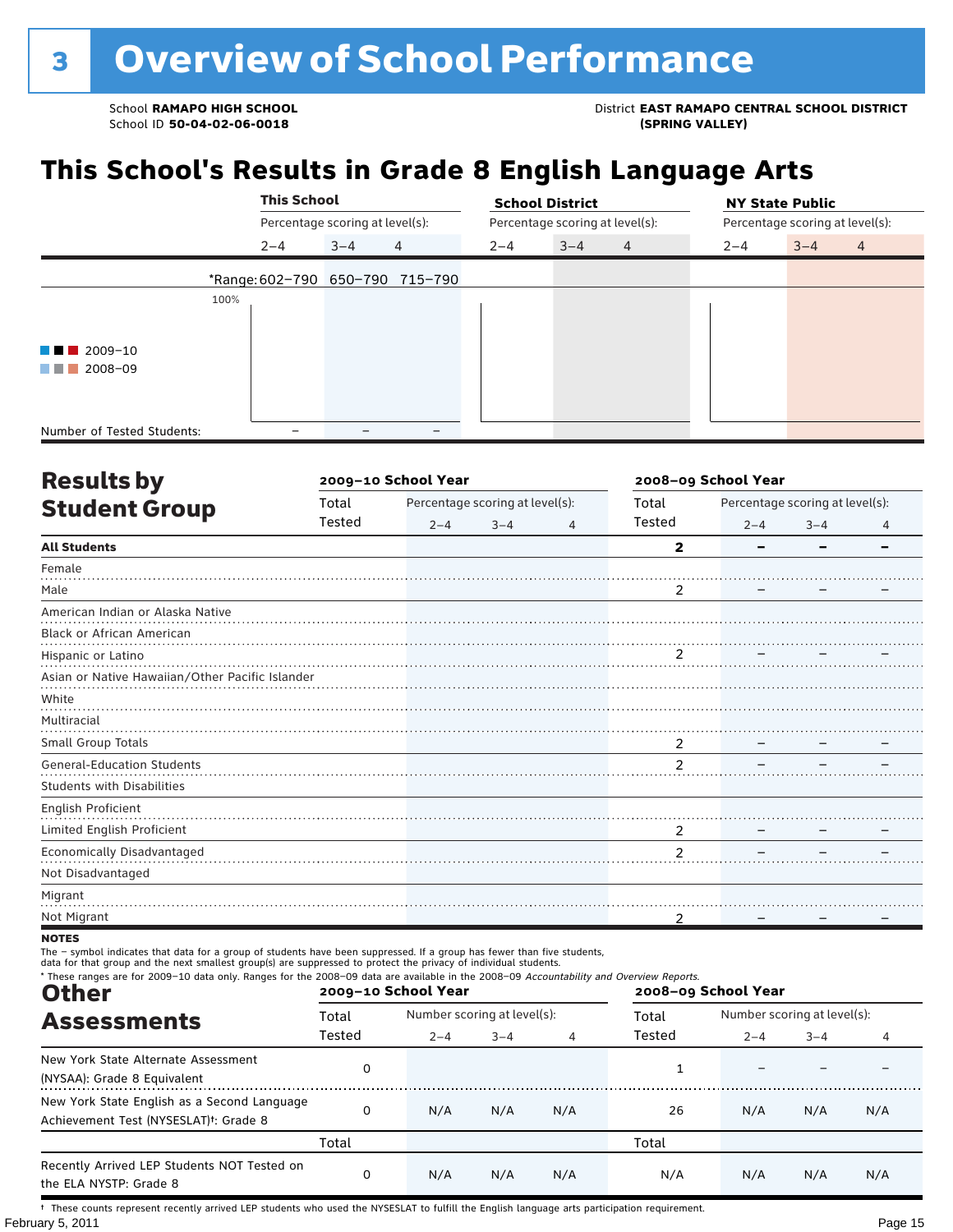# 3 Overview of School Performance

School **RAMAPO HIGH SCHOOL**
School ID **50-04-02-06-0018**

District **EAST RAMAPO CENTRAL SCHOOL DISTRICT (SPRING VALLEY)**

## This School's Results in Grade 8 English Language Arts

| | This School | | | School District | | | NY State Public | | |
|---|---|---|---|---|---|---|---|---|---|
| | Percentage scoring at level(s): | | | Percentage scoring at level(s): | | | Percentage scoring at level(s): | | |
| | 2–4 | 3–4 | 4 | 2–4 | 3–4 | 4 | 2–4 | 3–4 | 4 |
| *Range: | 602–790 | 650–790 | 715–790 | | | | | | |
| Number of Tested Students: | – | – | – | | | | | | |

Legend: 2009–10, 2008–09

## Results by Student Group

| | 2009–10 School Year | | | | 2008–09 School Year | | | |
|---|---|---|---|---|---|---|---|---|
| | Total Tested | Percentage scoring at level(s): 2–4 | 3–4 | 4 | Total Tested | Percentage scoring at level(s): 2–4 | 3–4 | 4 |
| **All Students** | | | | | **2** | **–** | **–** | **–** |
| Female | | | | | | | | |
| Male | | | | | 2 | – | – | – |
| American Indian or Alaska Native | | | | | | | | |
| Black or African American | | | | | | | | |
| Hispanic or Latino | | | | | 2 | – | – | – |
| Asian or Native Hawaiian/Other Pacific Islander | | | | | | | | |
| White | | | | | | | | |
| Multiracial | | | | | | | | |
| Small Group Totals | | | | | 2 | – | – | – |
| General-Education Students | | | | | 2 | – | – | – |
| Students with Disabilities | | | | | | | | |
| English Proficient | | | | | | | | |
| Limited English Proficient | | | | | 2 | – | – | – |
| Economically Disadvantaged | | | | | 2 | – | – | – |
| Not Disadvantaged | | | | | | | | |
| Migrant | | | | | | | | |
| Not Migrant | | | | | 2 | – | – | – |

**NOTES**

The – symbol indicates that data for a group of students have been suppressed. If a group has fewer than five students, data for that group and the next smallest group(s) are suppressed to protect the privacy of individual students.

\* These ranges are for 2009–10 data only. Ranges for the 2008–09 data are available in the 2008–09 *Accountability and Overview Reports.*

## Other Assessments

| | 2009–10 School Year | | | | 2008–09 School Year | | | |
|---|---|---|---|---|---|---|---|---|
| | Total Tested | Number scoring at level(s): 2–4 | 3–4 | 4 | Total Tested | Number scoring at level(s): 2–4 | 3–4 | 4 |
| New York State Alternate Assessment (NYSAA): Grade 8 Equivalent | 0 | | | | 1 | – | – | – |
| New York State English as a Second Language Achievement Test (NYSESLAT)†: Grade 8 | 0 | N/A | N/A | N/A | 26 | N/A | N/A | N/A |
| | Total | | | | Total | | | |
| Recently Arrived LEP Students NOT Tested on the ELA NYSTP: Grade 8 | 0 | N/A | N/A | N/A | N/A | N/A | N/A | N/A |

† These counts represent recently arrived LEP students who used the NYSESLAT to fulfill the English language arts participation requirement.

February 5, 2011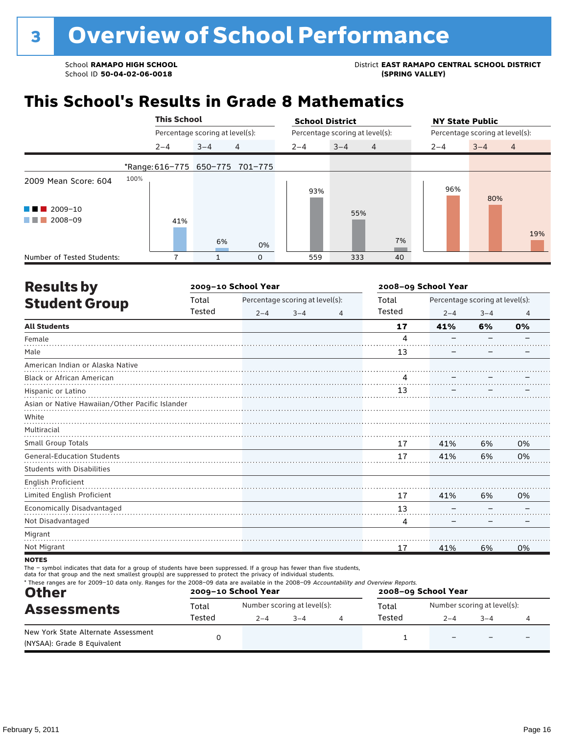# 3 Overview of School Performance

School **RAMAPO HIGH SCHOOL**
School ID **50-04-02-06-0018**

District **EAST RAMAPO CENTRAL SCHOOL DISTRICT (SPRING VALLEY)**

## This School's Results in Grade 8 Mathematics

2009 Mean Score: 604

2009–10 / 2008–09

| | This School | | | School District | | | NY State Public | | |
|---|---|---|---|---|---|---|---|---|---|
| Percentage scoring at level(s): | 2–4 | 3–4 | 4 | 2–4 | 3–4 | 4 | 2–4 | 3–4 | 4 |
| *Range: | 616–775 | 650–775 | 701–775 | | | | | | |
| 2008–09 | 41% | 6% | 0% | 93% | 55% | 7% | 96% | 80% | 19% |
| Number of Tested Students: | 7 | 1 | 0 | 559 | 333 | 40 | | | |

## Results by Student Group

| | 2009–10 School Year | | | | 2008–09 School Year | | | |
|---|---|---|---|---|---|---|---|---|
| | Total Tested | Percentage scoring at level(s): 2–4 | 3–4 | 4 | Total Tested | Percentage scoring at level(s): 2–4 | 3–4 | 4 |
| **All Students** | | | | | **17** | **41%** | **6%** | **0%** |
| Female | | | | | 4 | – | – | – |
| Male | | | | | 13 | – | – | – |
| American Indian or Alaska Native | | | | | | | | |
| Black or African American | | | | | 4 | – | – | – |
| Hispanic or Latino | | | | | 13 | – | – | – |
| Asian or Native Hawaiian/Other Pacific Islander | | | | | | | | |
| White | | | | | | | | |
| Multiracial | | | | | | | | |
| Small Group Totals | | | | | 17 | 41% | 6% | 0% |
| General-Education Students | | | | | 17 | 41% | 6% | 0% |
| Students with Disabilities | | | | | | | | |
| English Proficient | | | | | | | | |
| Limited English Proficient | | | | | 17 | 41% | 6% | 0% |
| Economically Disadvantaged | | | | | 13 | – | – | – |
| Not Disadvantaged | | | | | 4 | – | – | – |
| Migrant | | | | | | | | |
| Not Migrant | | | | | 17 | 41% | 6% | 0% |

**NOTES**

The – symbol indicates that data for a group of students have been suppressed. If a group has fewer than five students, data for that group and the next smallest group(s) are suppressed to protect the privacy of individual students.

\* These ranges are for 2009–10 data only. Ranges for the 2008–09 data are available in the 2008–09 *Accountability and Overview Reports.*

## Other Assessments

| | 2009–10 School Year | | | | 2008–09 School Year | | | |
|---|---|---|---|---|---|---|---|---|
| | Total Tested | Number scoring at level(s): 2–4 | 3–4 | 4 | Total Tested | Number scoring at level(s): 2–4 | 3–4 | 4 |
| New York State Alternate Assessment (NYSAA): Grade 8 Equivalent | 0 | | | | 1 | – | – | – |

February 5, 2011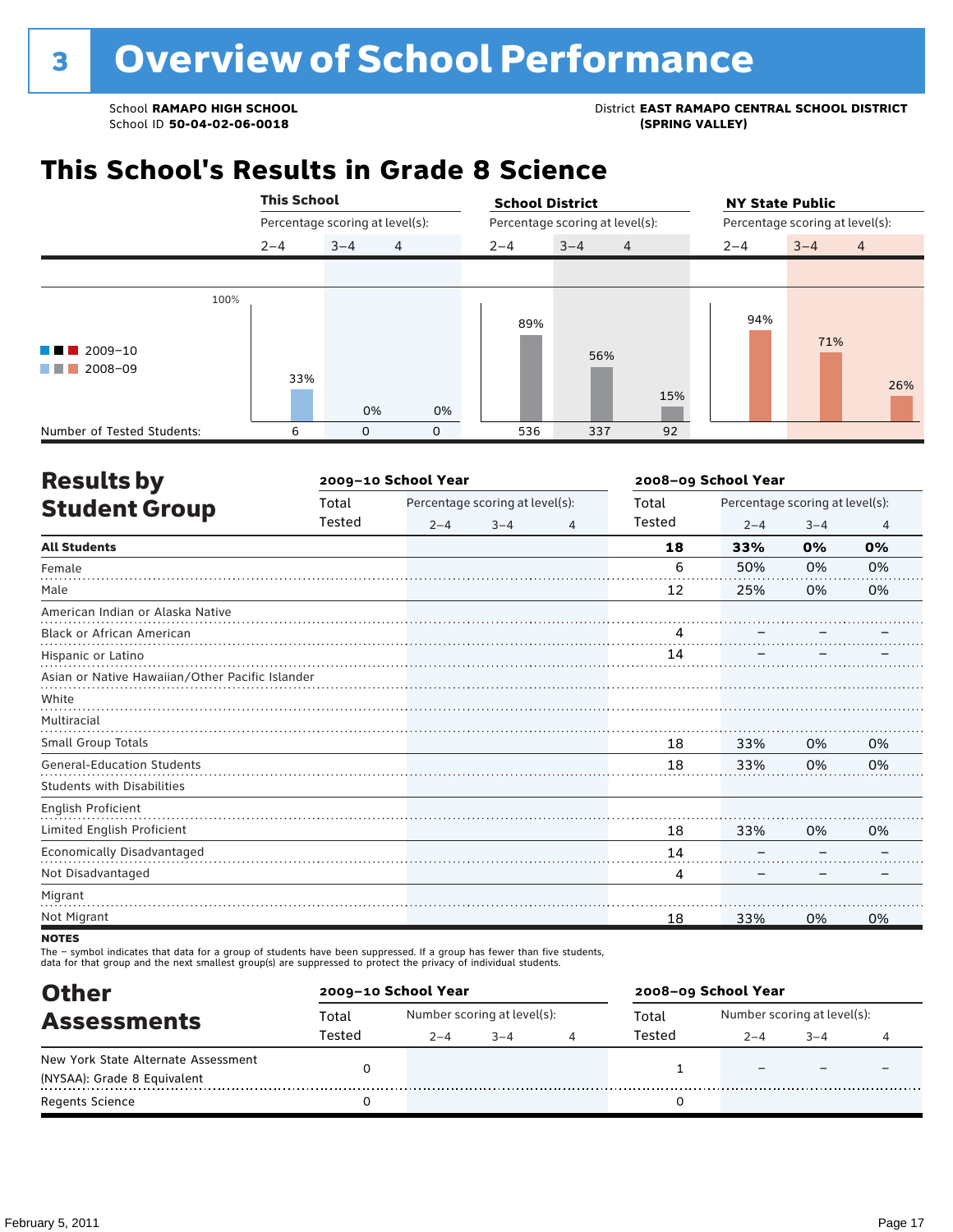# 3 Overview of School Performance

School **RAMAPO HIGH SCHOOL**
School ID **50-04-02-06-0018**

District **EAST RAMAPO CENTRAL SCHOOL DISTRICT (SPRING VALLEY)**

## This School's Results in Grade 8 Science

| | This School | | | School District | | | NY State Public | | |
|---|---|---|---|---|---|---|---|---|---|
| Percentage scoring at level(s): | 2–4 | 3–4 | 4 | 2–4 | 3–4 | 4 | 2–4 | 3–4 | 4 |
| 2009–10 / 2008–09 | 33% | 0% | 0% | 89% | 56% | 15% | 94% | 71% | 26% |
| Number of Tested Students: | 6 | 0 | 0 | 536 | 337 | 92 | | | |

## Results by Student Group

| | 2009–10 School Year | | | | 2008–09 School Year | | | |
|---|---|---|---|---|---|---|---|---|
| | Total Tested | Percentage scoring at level(s): 2–4 | 3–4 | 4 | Total Tested | Percentage scoring at level(s): 2–4 | 3–4 | 4 |
| **All Students** | | | | | **18** | **33%** | **0%** | **0%** |
| Female | | | | | 6 | 50% | 0% | 0% |
| Male | | | | | 12 | 25% | 0% | 0% |
| American Indian or Alaska Native | | | | | | | | |
| Black or African American | | | | | 4 | – | – | – |
| Hispanic or Latino | | | | | 14 | – | – | – |
| Asian or Native Hawaiian/Other Pacific Islander | | | | | | | | |
| White | | | | | | | | |
| Multiracial | | | | | | | | |
| Small Group Totals | | | | | 18 | 33% | 0% | 0% |
| General-Education Students | | | | | 18 | 33% | 0% | 0% |
| Students with Disabilities | | | | | | | | |
| English Proficient | | | | | | | | |
| Limited English Proficient | | | | | 18 | 33% | 0% | 0% |
| Economically Disadvantaged | | | | | 14 | – | – | – |
| Not Disadvantaged | | | | | 4 | – | – | – |
| Migrant | | | | | | | | |
| Not Migrant | | | | | 18 | 33% | 0% | 0% |

**NOTES**

The – symbol indicates that data for a group of students have been suppressed. If a group has fewer than five students, data for that group and the next smallest group(s) are suppressed to protect the privacy of individual students.

## Other Assessments

| | 2009–10 School Year | | | | 2008–09 School Year | | | |
|---|---|---|---|---|---|---|---|---|
| | Total Tested | Number scoring at level(s): 2–4 | 3–4 | 4 | Total Tested | Number scoring at level(s): 2–4 | 3–4 | 4 |
| New York State Alternate Assessment (NYSAA): Grade 8 Equivalent | 0 | | | | 1 | – | – | – |
| Regents Science | 0 | | | | 0 | | | |

February 5, 2011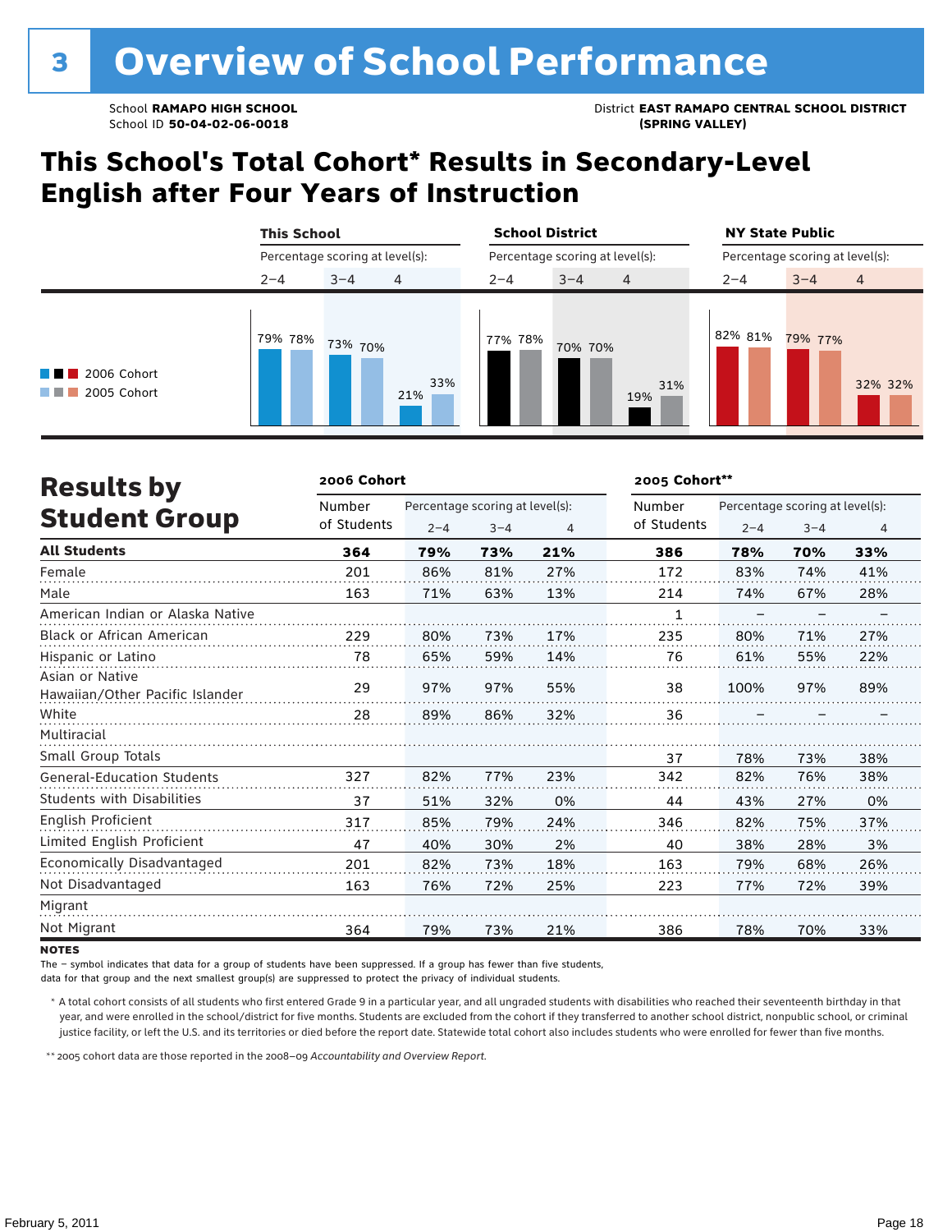# 3 Overview of School Performance

School **RAMAPO HIGH SCHOOL**
School ID **50-04-02-06-0018**

District **EAST RAMAPO CENTRAL SCHOOL DISTRICT (SPRING VALLEY)**

## This School's Total Cohort* Results in Secondary-Level English after Four Years of Instruction

| | This School | | | School District | | | NY State Public | | |
|---|---|---|---|---|---|---|---|---|---|
| Percentage scoring at level(s): | 2–4 | 3–4 | 4 | 2–4 | 3–4 | 4 | 2–4 | 3–4 | 4 |
| 2006 Cohort | 79% | 73% | 21% | 77% | 70% | 19% | 82% | 79% | 32% |
| 2005 Cohort | 78% | 70% | 33% | 78% | 70% | 31% | 81% | 77% | 32% |

## Results by Student Group

| | 2006 Cohort | | | | 2005 Cohort** | | | |
|---|---|---|---|---|---|---|---|---|
| | Number of Students | Percentage scoring at level(s): 2–4 | 3–4 | 4 | Number of Students | Percentage scoring at level(s): 2–4 | 3–4 | 4 |
| **All Students** | **364** | **79%** | **73%** | **21%** | **386** | **78%** | **70%** | **33%** |
| Female | 201 | 86% | 81% | 27% | 172 | 83% | 74% | 41% |
| Male | 163 | 71% | 63% | 13% | 214 | 74% | 67% | 28% |
| American Indian or Alaska Native | | | | | 1 | – | – | – |
| Black or African American | 229 | 80% | 73% | 17% | 235 | 80% | 71% | 27% |
| Hispanic or Latino | 78 | 65% | 59% | 14% | 76 | 61% | 55% | 22% |
| Asian or Native Hawaiian/Other Pacific Islander | 29 | 97% | 97% | 55% | 38 | 100% | 97% | 89% |
| White | 28 | 89% | 86% | 32% | 36 | – | – | – |
| Multiracial | | | | | | | | |
| Small Group Totals | | | | | 37 | 78% | 73% | 38% |
| General-Education Students | 327 | 82% | 77% | 23% | 342 | 82% | 76% | 38% |
| Students with Disabilities | 37 | 51% | 32% | 0% | 44 | 43% | 27% | 0% |
| English Proficient | 317 | 85% | 79% | 24% | 346 | 82% | 75% | 37% |
| Limited English Proficient | 47 | 40% | 30% | 2% | 40 | 38% | 28% | 3% |
| Economically Disadvantaged | 201 | 82% | 73% | 18% | 163 | 79% | 68% | 26% |
| Not Disadvantaged | 163 | 76% | 72% | 25% | 223 | 77% | 72% | 39% |
| Migrant | | | | | | | | |
| Not Migrant | 364 | 79% | 73% | 21% | 386 | 78% | 70% | 33% |

**NOTES**

The – symbol indicates that data for a group of students have been suppressed. If a group has fewer than five students, data for that group and the next smallest group(s) are suppressed to protect the privacy of individual students.

\* A total cohort consists of all students who first entered Grade 9 in a particular year, and all ungraded students with disabilities who reached their seventeenth birthday in that year, and were enrolled in the school/district for five months. Students are excluded from the cohort if they transferred to another school district, nonpublic school, or criminal justice facility, or left the U.S. and its territories or died before the report date. Statewide total cohort also includes students who were enrolled for fewer than five months.

\*\* 2005 cohort data are those reported in the 2008–09 *Accountability and Overview Report*.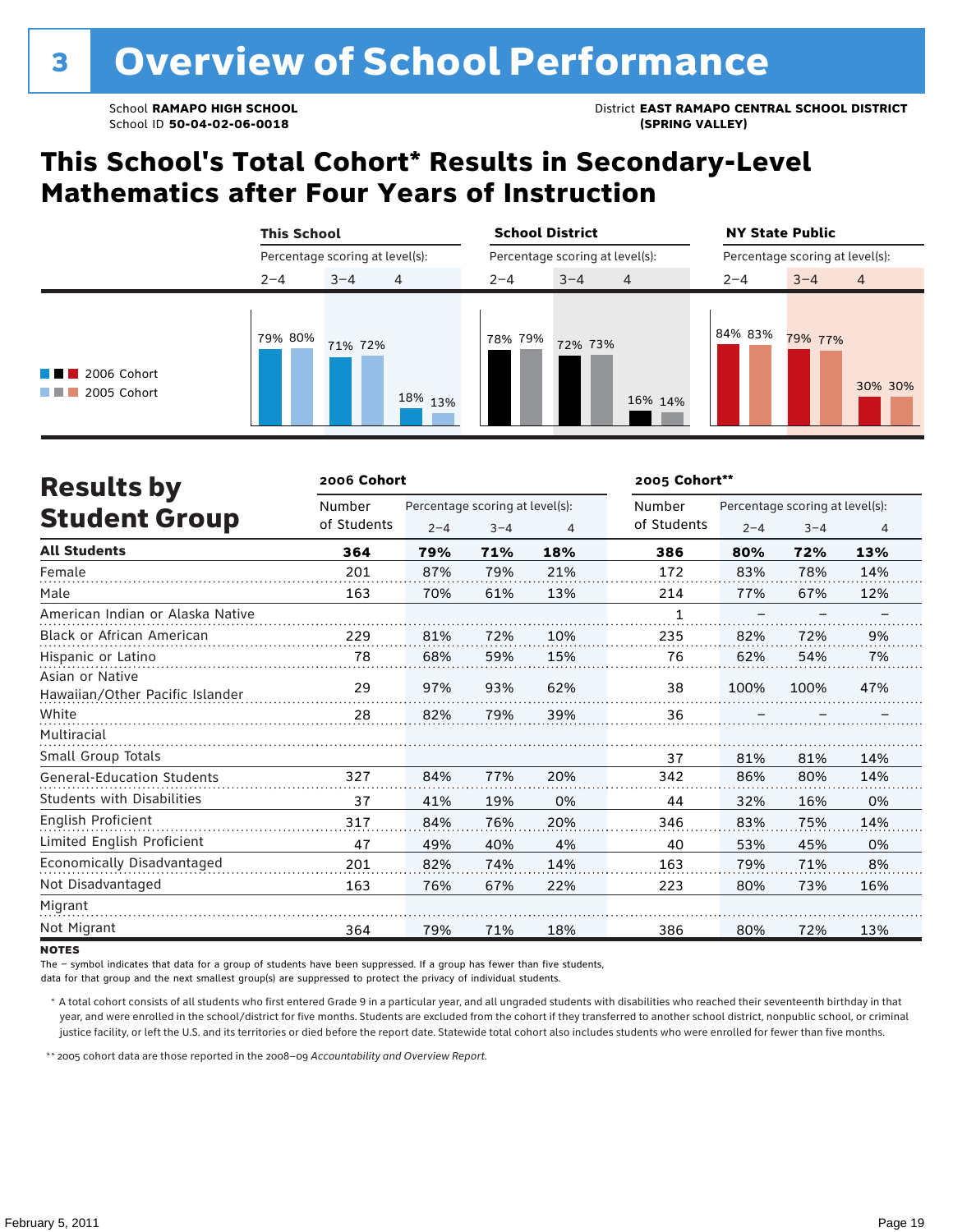# 3 Overview of School Performance

School **RAMAPO HIGH SCHOOL**
School ID **50-04-02-06-0018**

District **EAST RAMAPO CENTRAL SCHOOL DISTRICT (SPRING VALLEY)**

## This School's Total Cohort* Results in Secondary-Level Mathematics after Four Years of Instruction

This School
Percentage scoring at level(s):
2–4 3–4 4
79% 80% 71% 72% 18% 13%

School District
Percentage scoring at level(s):
2–4 3–4 4
78% 79% 72% 73% 16% 14%

NY State Public
Percentage scoring at level(s):
2–4 3–4 4
84% 83% 79% 77% 30% 30%

2006 Cohort
2005 Cohort

## Results by Student Group

| | 2006 Cohort | | | | 2005 Cohort** | | | |
|---|---|---|---|---|---|---|---|---|
| | Number of Students | Percentage scoring at level(s): 2–4 | 3–4 | 4 | Number of Students | Percentage scoring at level(s): 2–4 | 3–4 | 4 |
| **All Students** | **364** | **79%** | **71%** | **18%** | **386** | **80%** | **72%** | **13%** |
| Female | 201 | 87% | 79% | 21% | 172 | 83% | 78% | 14% |
| Male | 163 | 70% | 61% | 13% | 214 | 77% | 67% | 12% |
| American Indian or Alaska Native | | | | | 1 | – | – | – |
| Black or African American | 229 | 81% | 72% | 10% | 235 | 82% | 72% | 9% |
| Hispanic or Latino | 78 | 68% | 59% | 15% | 76 | 62% | 54% | 7% |
| Asian or Native Hawaiian/Other Pacific Islander | 29 | 97% | 93% | 62% | 38 | 100% | 100% | 47% |
| White | 28 | 82% | 79% | 39% | 36 | – | – | – |
| Multiracial | | | | | | | | |
| Small Group Totals | | | | | 37 | 81% | 81% | 14% |
| General-Education Students | 327 | 84% | 77% | 20% | 342 | 86% | 80% | 14% |
| Students with Disabilities | 37 | 41% | 19% | 0% | 44 | 32% | 16% | 0% |
| English Proficient | 317 | 84% | 76% | 20% | 346 | 83% | 75% | 14% |
| Limited English Proficient | 47 | 49% | 40% | 4% | 40 | 53% | 45% | 0% |
| Economically Disadvantaged | 201 | 82% | 74% | 14% | 163 | 79% | 71% | 8% |
| Not Disadvantaged | 163 | 76% | 67% | 22% | 223 | 80% | 73% | 16% |
| Migrant | | | | | | | | |
| Not Migrant | 364 | 79% | 71% | 18% | 386 | 80% | 72% | 13% |

**NOTES**

The – symbol indicates that data for a group of students have been suppressed. If a group has fewer than five students, data for that group and the next smallest group(s) are suppressed to protect the privacy of individual students.

\* A total cohort consists of all students who first entered Grade 9 in a particular year, and all ungraded students with disabilities who reached their seventeenth birthday in that year, and were enrolled in the school/district for five months. Students are excluded from the cohort if they transferred to another school district, nonpublic school, or criminal justice facility, or left the U.S. and its territories or died before the report date. Statewide total cohort also includes students who were enrolled for fewer than five months.

\*\* 2005 cohort data are those reported in the 2008–09 *Accountability and Overview Report*.